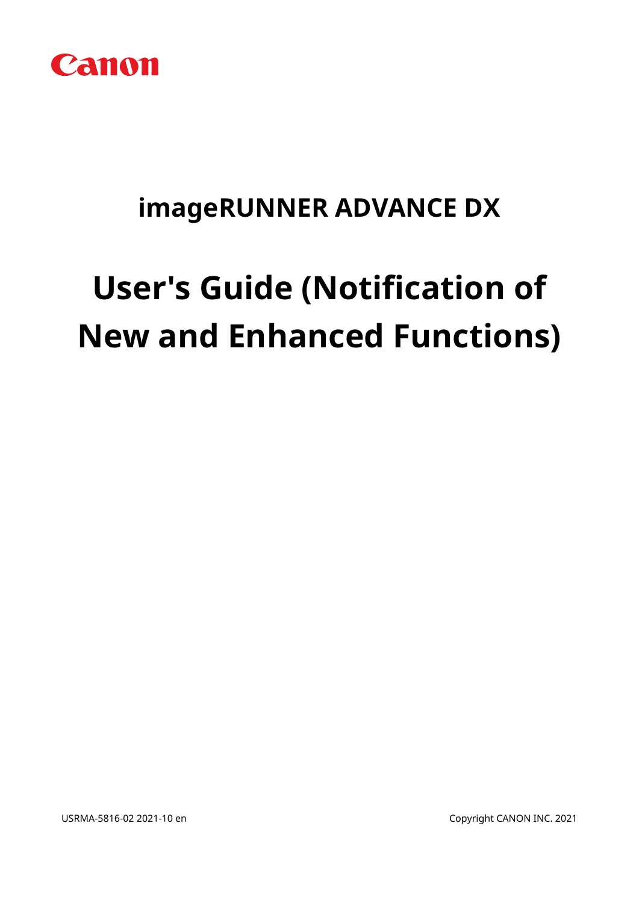Canon

# imageRUNNER ADVANCE DX

# User's Guide (Notification of New and Enhanced Functions)

USRMA-5816-02 2021-10 en

Copyright CANON INC. 2021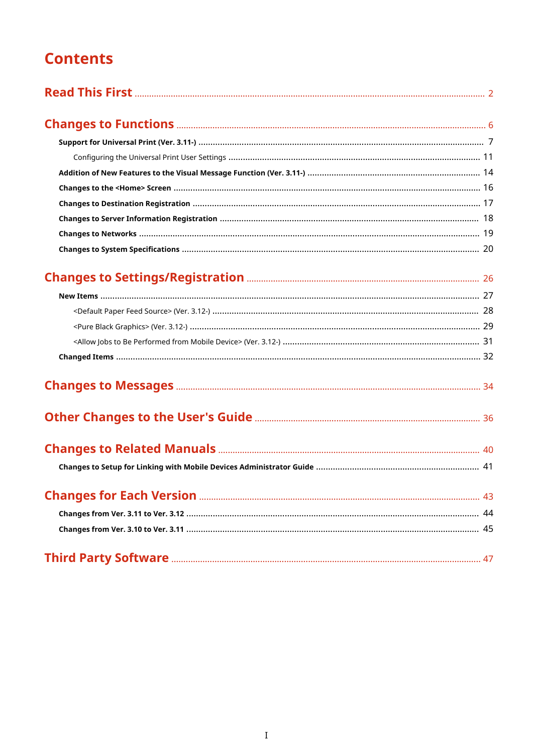# Contents

**Read This First** .......... 2

**Changes to Functions** .......... 6

- **Support for Universal Print (Ver. 3.11-)** .......... 7
  - Configuring the Universal Print User Settings .......... 11
- **Addition of New Features to the Visual Message Function (Ver. 3.11-)** .......... 14
- **Changes to the <Home> Screen** .......... 16
- **Changes to Destination Registration** .......... 17
- **Changes to Server Information Registration** .......... 18
- **Changes to Networks** .......... 19
- **Changes to System Specifications** .......... 20

**Changes to Settings/Registration** .......... 26

- **New Items** .......... 27
  - <Default Paper Feed Source> (Ver. 3.12-) .......... 28
  - <Pure Black Graphics> (Ver. 3.12-) .......... 29
  - <Allow Jobs to Be Performed from Mobile Device> (Ver. 3.12-) .......... 31
- **Changed Items** .......... 32

**Changes to Messages** .......... 34

**Other Changes to the User's Guide** .......... 36

**Changes to Related Manuals** .......... 40

- **Changes to Setup for Linking with Mobile Devices Administrator Guide** .......... 41

**Changes for Each Version** .......... 43

- **Changes from Ver. 3.11 to Ver. 3.12** .......... 44
- **Changes from Ver. 3.10 to Ver. 3.11** .......... 45

**Third Party Software** .......... 47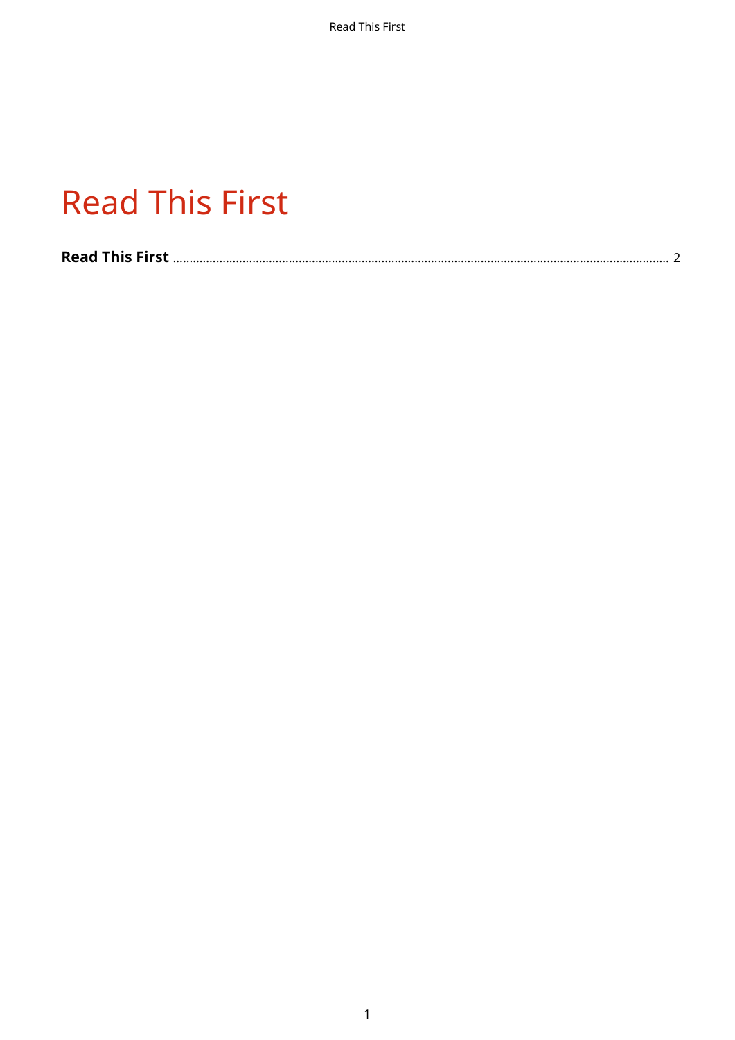# Read This First

**Read This First** ........................................................................................................................................................ 2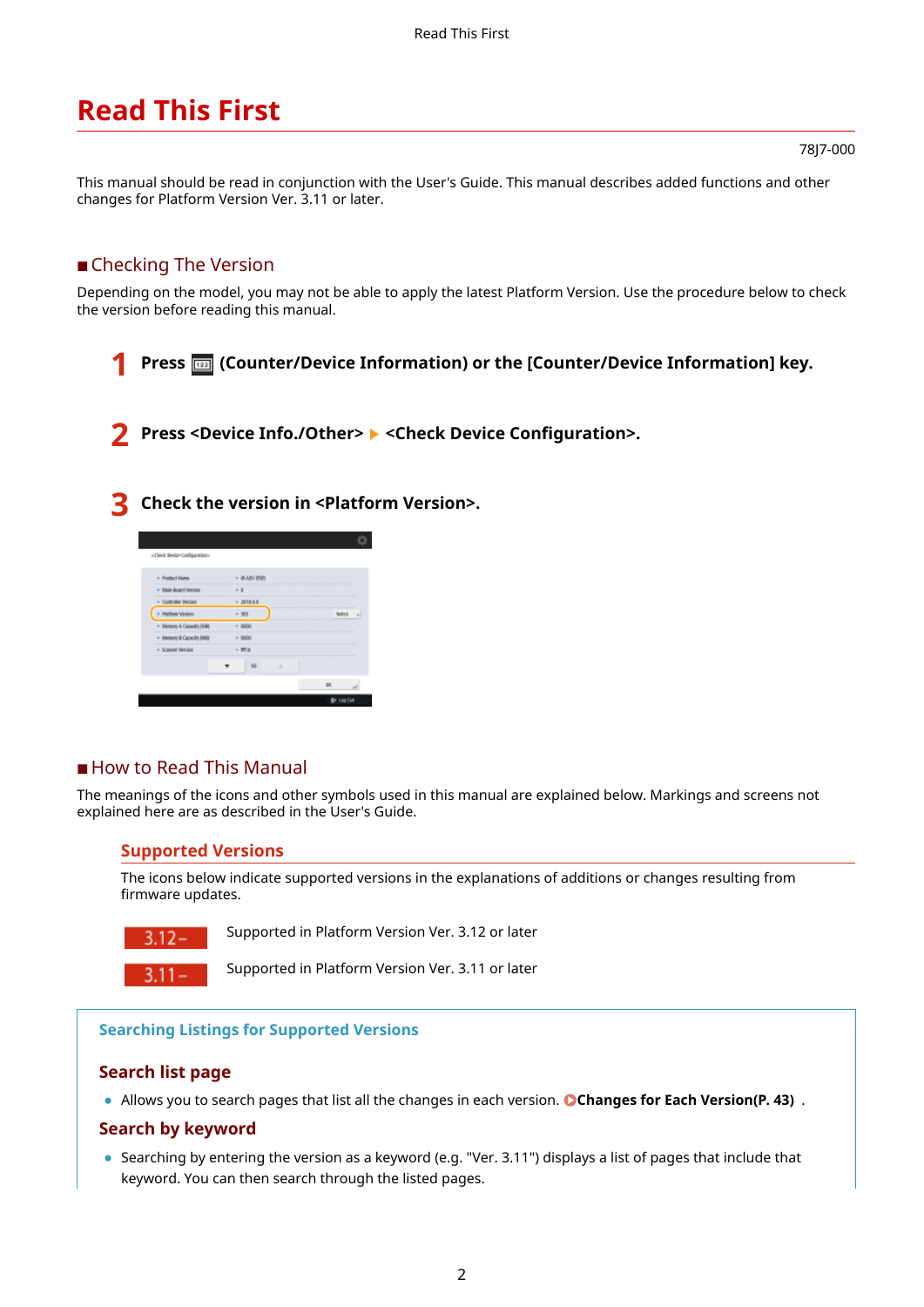# Read This First

78J7-000

This manual should be read in conjunction with the User's Guide. This manual describes added functions and other changes for Platform Version Ver. 3.11 or later.

## Checking The Version

Depending on the model, you may not be able to apply the latest Platform Version. Use the procedure below to check the version before reading this manual.

**1** **Press (Counter/Device Information) or the [Counter/Device Information] key.**

**2** **Press <Device Info./Other> ▶ <Check Device Configuration>.**

**3** **Check the version in <Platform Version>.**

## How to Read This Manual

The meanings of the icons and other symbols used in this manual are explained below. Markings and screens not explained here are as described in the User's Guide.

### Supported Versions

The icons below indicate supported versions in the explanations of additions or changes resulting from firmware updates.

| | |
|---|---|
| 3.12– | Supported in Platform Version Ver. 3.12 or later |
| 3.11– | Supported in Platform Version Ver. 3.11 or later |

**Searching Listings for Supported Versions**

**Search list page**

- Allows you to search pages that list all the changes in each version. **Changes for Each Version(P. 43)** .

**Search by keyword**

- Searching by entering the version as a keyword (e.g. "Ver. 3.11") displays a list of pages that include that keyword. You can then search through the listed pages.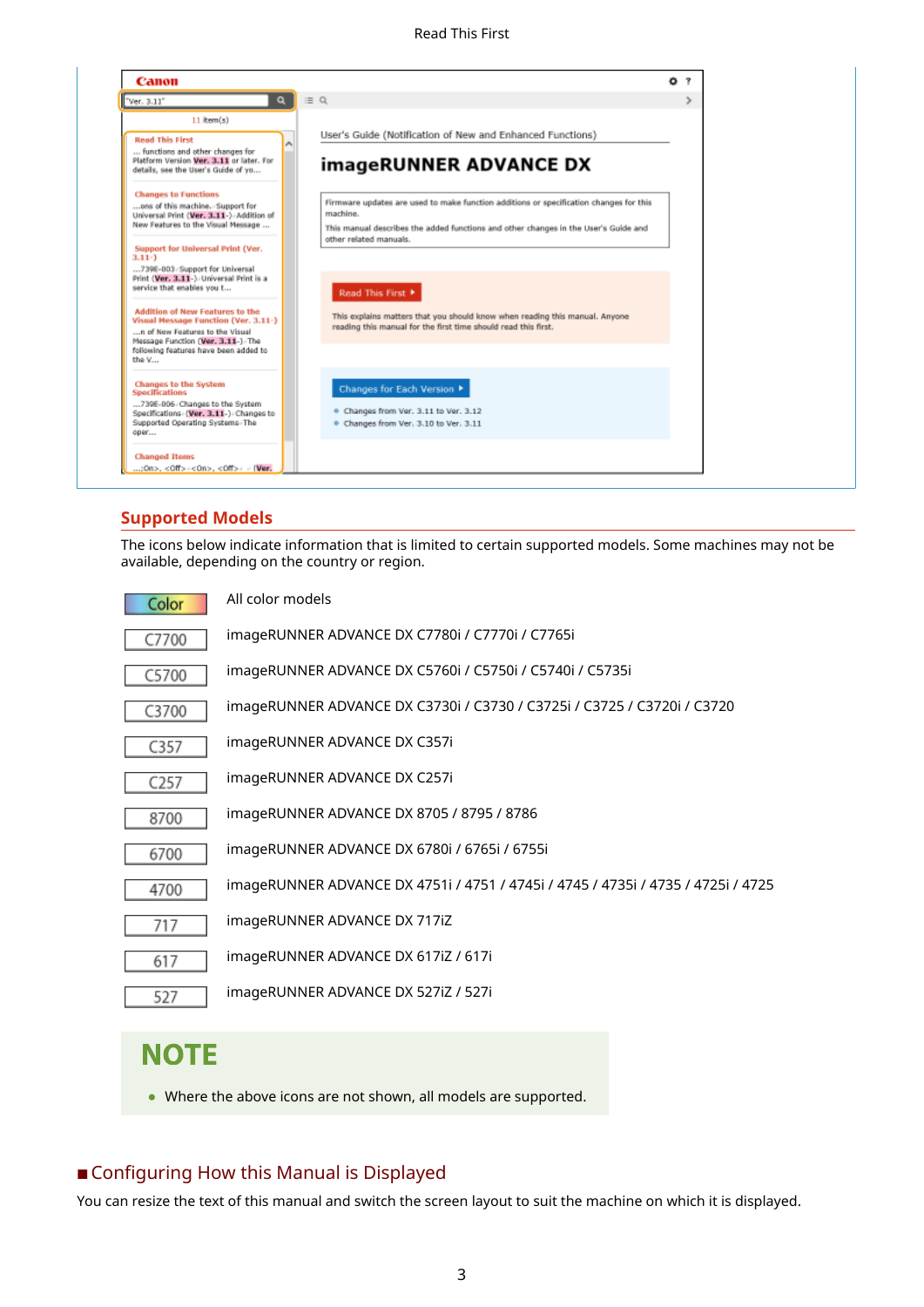## Supported Models

The icons below indicate information that is limited to certain supported models. Some machines may not be available, depending on the country or region.

| | |
|---|---|
| Color | All color models |
| C7700 | imageRUNNER ADVANCE DX C7780i / C7770i / C7765i |
| C5700 | imageRUNNER ADVANCE DX C5760i / C5750i / C5740i / C5735i |
| C3700 | imageRUNNER ADVANCE DX C3730i / C3730 / C3725i / C3725 / C3720i / C3720 |
| C357 | imageRUNNER ADVANCE DX C357i |
| C257 | imageRUNNER ADVANCE DX C257i |
| 8700 | imageRUNNER ADVANCE DX 8705 / 8795 / 8786 |
| 6700 | imageRUNNER ADVANCE DX 6780i / 6765i / 6755i |
| 4700 | imageRUNNER ADVANCE DX 4751i / 4751 / 4745i / 4745 / 4735i / 4735 / 4725i / 4725 |
| 717 | imageRUNNER ADVANCE DX 717iZ |
| 617 | imageRUNNER ADVANCE DX 617iZ / 617i |
| 527 | imageRUNNER ADVANCE DX 527iZ / 527i |

**NOTE**

- Where the above icons are not shown, all models are supported.

### ■Configuring How this Manual is Displayed

You can resize the text of this manual and switch the screen layout to suit the machine on which it is displayed.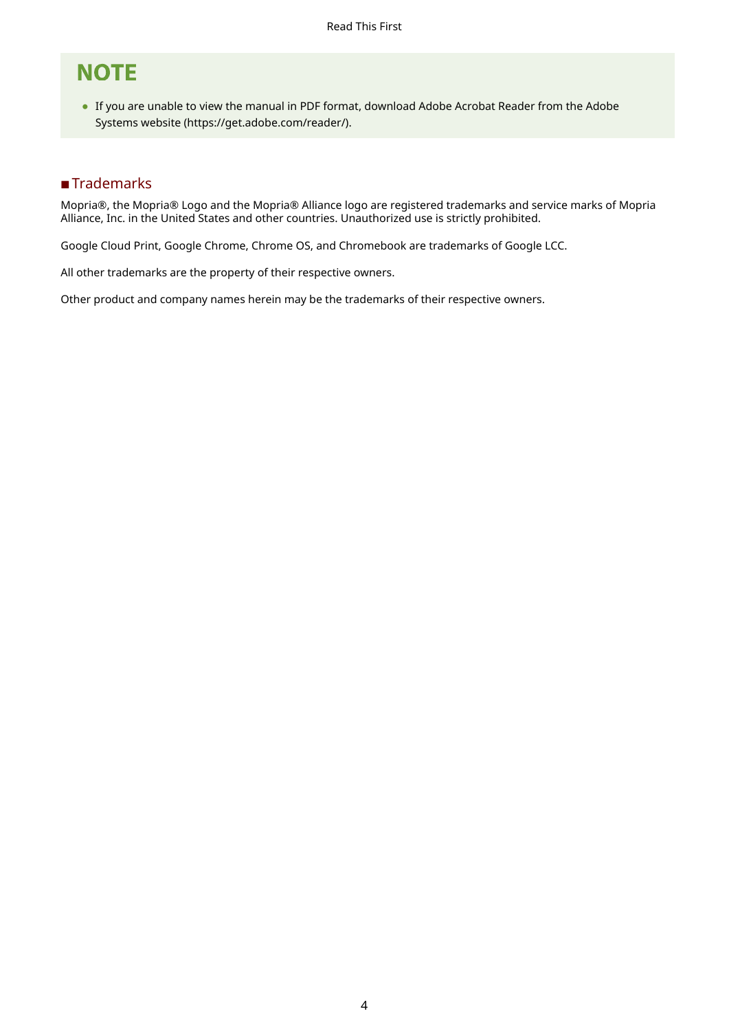## NOTE

- If you are unable to view the manual in PDF format, download Adobe Acrobat Reader from the Adobe Systems website (https://get.adobe.com/reader/).

## ■ Trademarks

Mopria®, the Mopria® Logo and the Mopria® Alliance logo are registered trademarks and service marks of Mopria Alliance, Inc. in the United States and other countries. Unauthorized use is strictly prohibited.

Google Cloud Print, Google Chrome, Chrome OS, and Chromebook are trademarks of Google LCC.

All other trademarks are the property of their respective owners.

Other product and company names herein may be the trademarks of their respective owners.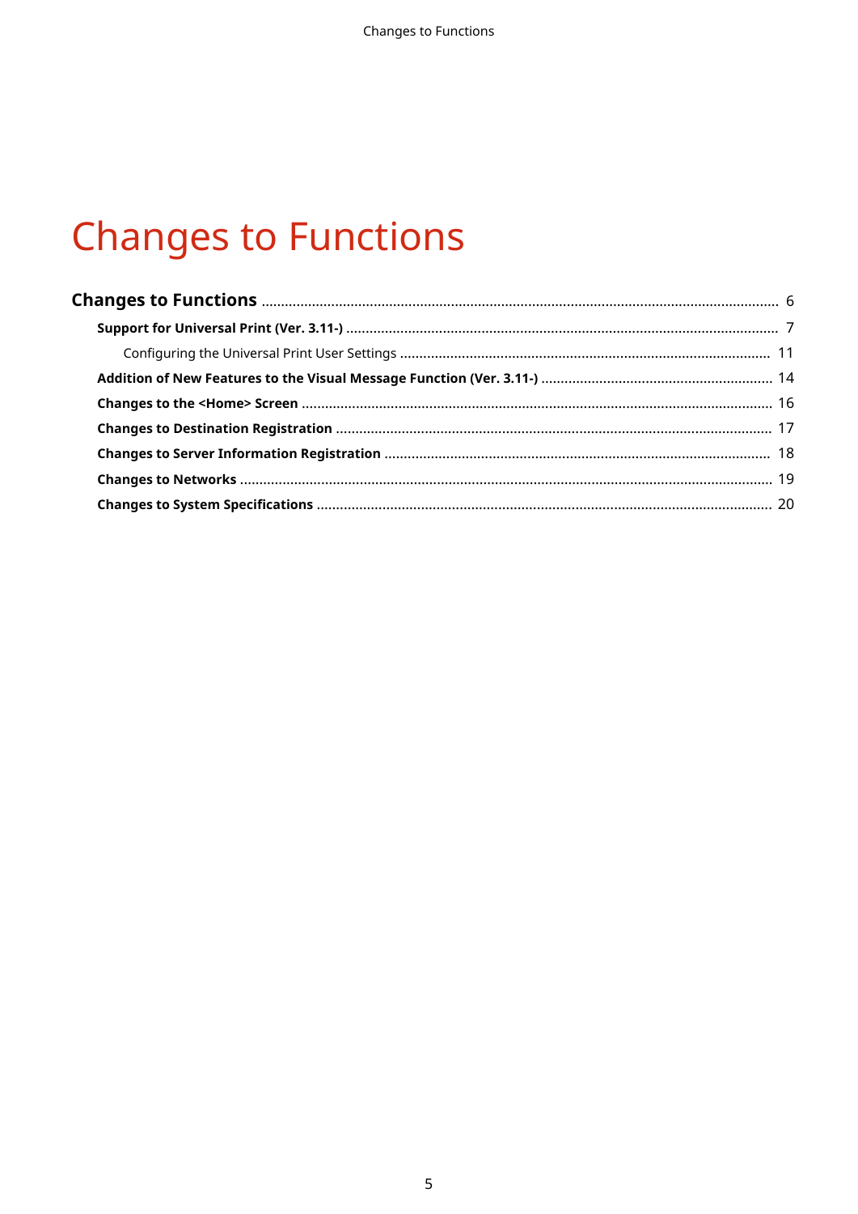# Changes to Functions

**Changes to Functions** .................................................. 6

- **Support for Universal Print (Ver. 3.11-)** .................................................. 7
  - Configuring the Universal Print User Settings .................................................. 11
- **Addition of New Features to the Visual Message Function (Ver. 3.11-)** .................................................. 14
- **Changes to the <Home> Screen** .................................................. 16
- **Changes to Destination Registration** .................................................. 17
- **Changes to Server Information Registration** .................................................. 18
- **Changes to Networks** .................................................. 19
- **Changes to System Specifications** .................................................. 20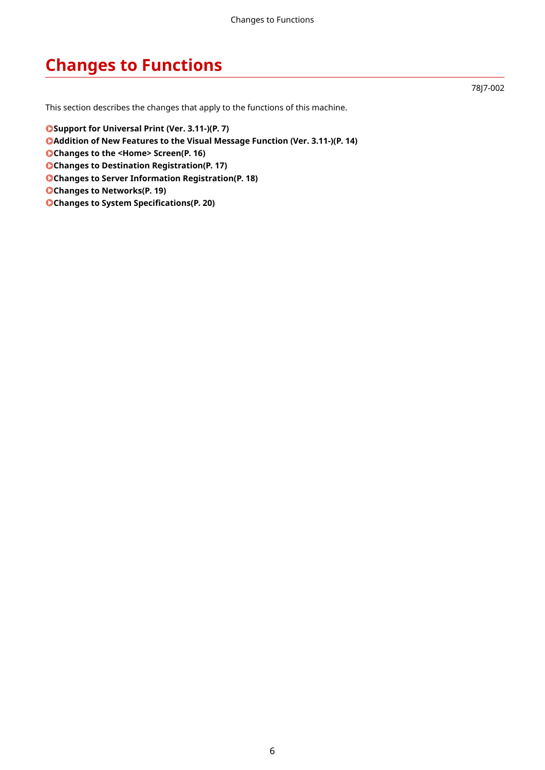# Changes to Functions

78J7-002

This section describes the changes that apply to the functions of this machine.

- **Support for Universal Print (Ver. 3.11-)(P. 7)**
- **Addition of New Features to the Visual Message Function (Ver. 3.11-)(P. 14)**
- **Changes to the <Home> Screen(P. 16)**
- **Changes to Destination Registration(P. 17)**
- **Changes to Server Information Registration(P. 18)**
- **Changes to Networks(P. 19)**
- **Changes to System Specifications(P. 20)**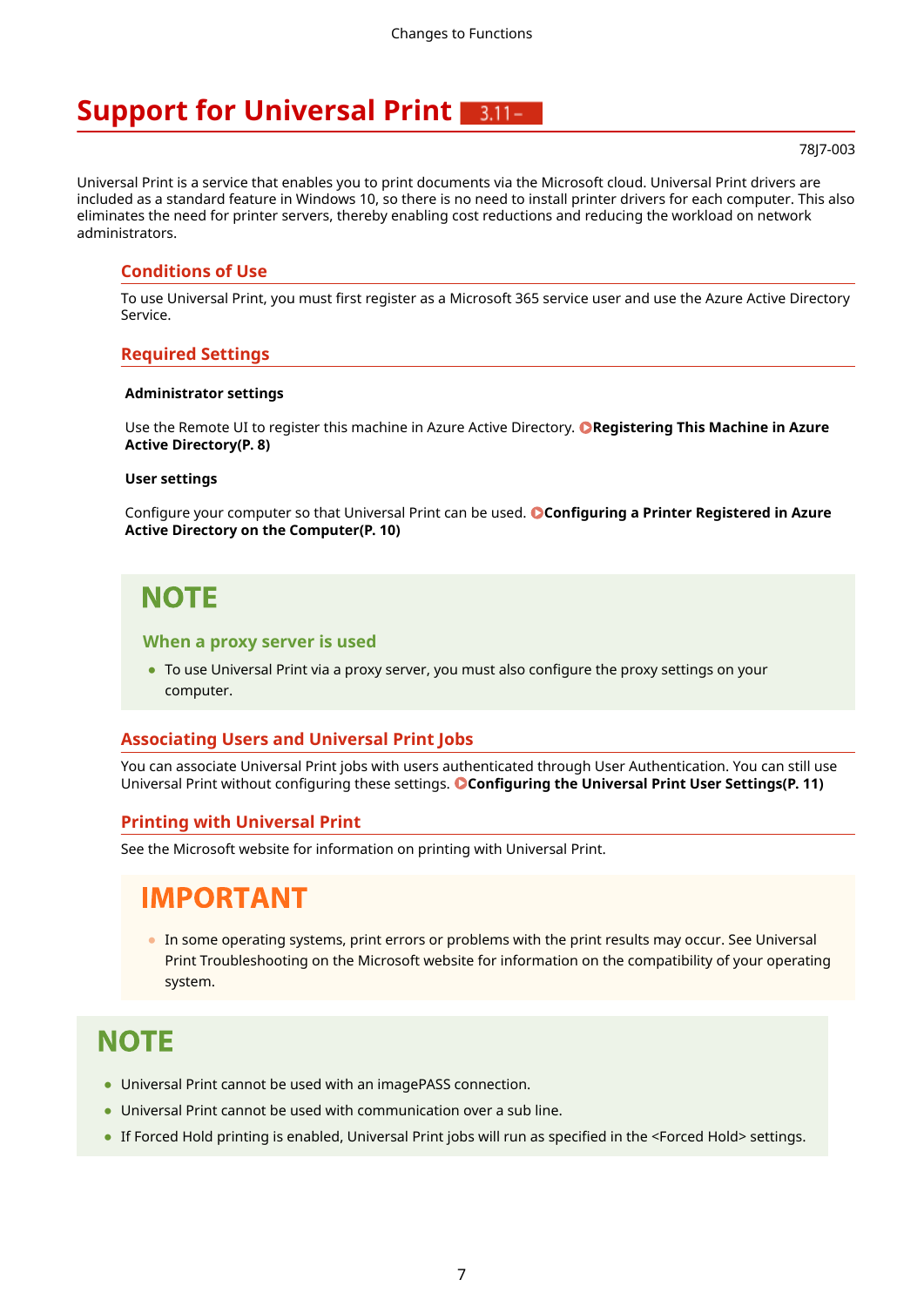# Support for Universal Print 3.11–

78J7-003

Universal Print is a service that enables you to print documents via the Microsoft cloud. Universal Print drivers are included as a standard feature in Windows 10, so there is no need to install printer drivers for each computer. This also eliminates the need for printer servers, thereby enabling cost reductions and reducing the workload on network administrators.

## Conditions of Use

To use Universal Print, you must first register as a Microsoft 365 service user and use the Azure Active Directory Service.

## Required Settings

**Administrator settings**

Use the Remote UI to register this machine in Azure Active Directory. **Registering This Machine in Azure Active Directory(P. 8)**

**User settings**

Configure your computer so that Universal Print can be used. **Configuring a Printer Registered in Azure Active Directory on the Computer(P. 10)**

> **NOTE**
>
> **When a proxy server is used**
>
> - To use Universal Print via a proxy server, you must also configure the proxy settings on your computer.

## Associating Users and Universal Print Jobs

You can associate Universal Print jobs with users authenticated through User Authentication. You can still use Universal Print without configuring these settings. **Configuring the Universal Print User Settings(P. 11)**

## Printing with Universal Print

See the Microsoft website for information on printing with Universal Print.

> **IMPORTANT**
>
> - In some operating systems, print errors or problems with the print results may occur. See Universal Print Troubleshooting on the Microsoft website for information on the compatibility of your operating system.

> **NOTE**
>
> - Universal Print cannot be used with an imagePASS connection.
> - Universal Print cannot be used with communication over a sub line.
> - If Forced Hold printing is enabled, Universal Print jobs will run as specified in the <Forced Hold> settings.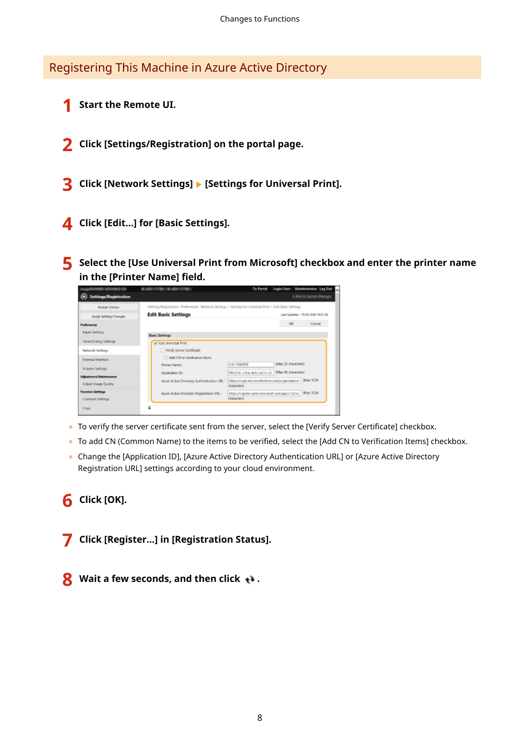## Registering This Machine in Azure Active Directory

**1** **Start the Remote UI.**

**2** **Click [Settings/Registration] on the portal page.**

**3** **Click [Network Settings] ▶ [Settings for Universal Print].**

**4** **Click [Edit...] for [Basic Settings].**

**5** **Select the [Use Universal Print from Microsoft] checkbox and enter the printer name in the [Printer Name] field.**

- To verify the server certificate sent from the server, select the [Verify Server Certificate] checkbox.
- To add CN (Common Name) to the items to be verified, select the [Add CN to Verification Items] checkbox.
- Change the [Application ID], [Azure Active Directory Authentication URL] or [Azure Active Directory Registration URL] settings according to your cloud environment.

**6** **Click [OK].**

**7** **Click [Register...] in [Registration Status].**

**8** **Wait a few seconds, and then click .**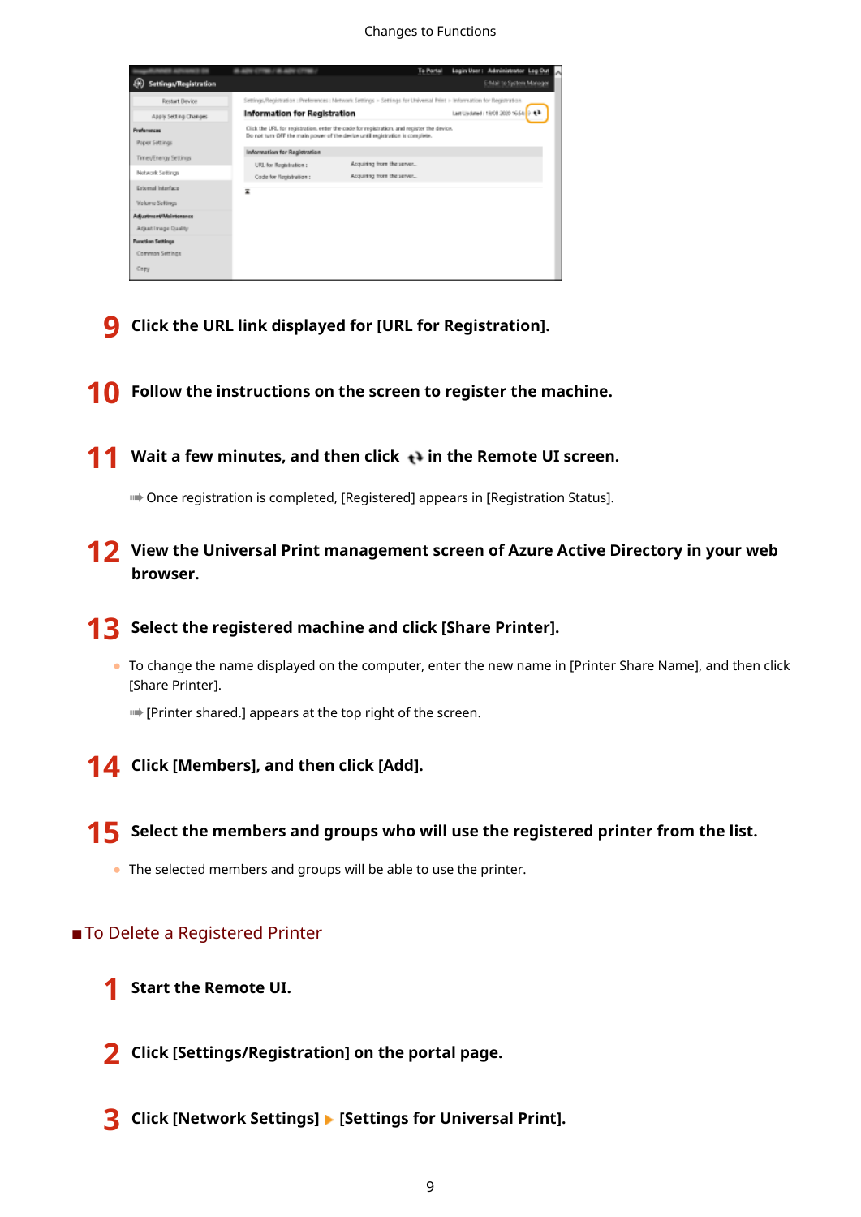9 Click the URL link displayed for [URL for Registration].

10 Follow the instructions on the screen to register the machine.

11 Wait a few minutes, and then click in the Remote UI screen.

➠ Once registration is completed, [Registered] appears in [Registration Status].

12 View the Universal Print management screen of Azure Active Directory in your web browser.

13 Select the registered machine and click [Share Printer].

- To change the name displayed on the computer, enter the new name in [Printer Share Name], and then click [Share Printer].

  ➠ [Printer shared.] appears at the top right of the screen.

14 Click [Members], and then click [Add].

15 Select the members and groups who will use the registered printer from the list.

- The selected members and groups will be able to use the printer.

## ■ To Delete a Registered Printer

1 Start the Remote UI.

2 Click [Settings/Registration] on the portal page.

3 Click [Network Settings] ▶ [Settings for Universal Print].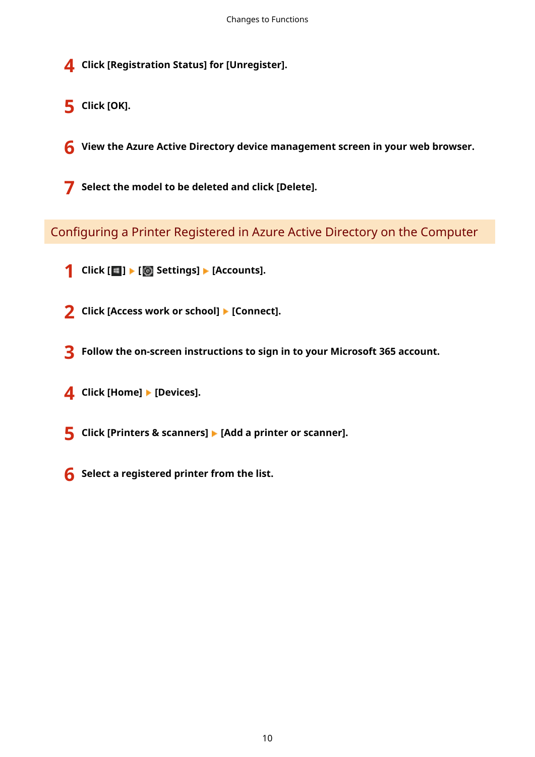**4** **Click [Registration Status] for [Unregister].**

**5** **Click [OK].**

**6** **View the Azure Active Directory device management screen in your web browser.**

**7** **Select the model to be deleted and click [Delete].**

## Configuring a Printer Registered in Azure Active Directory on the Computer

**1** **Click [ ] ▶ [ Settings] ▶ [Accounts].**

**2** **Click [Access work or school] ▶ [Connect].**

**3** **Follow the on-screen instructions to sign in to your Microsoft 365 account.**

**4** **Click [Home] ▶ [Devices].**

**5** **Click [Printers & scanners] ▶ [Add a printer or scanner].**

**6** **Select a registered printer from the list.**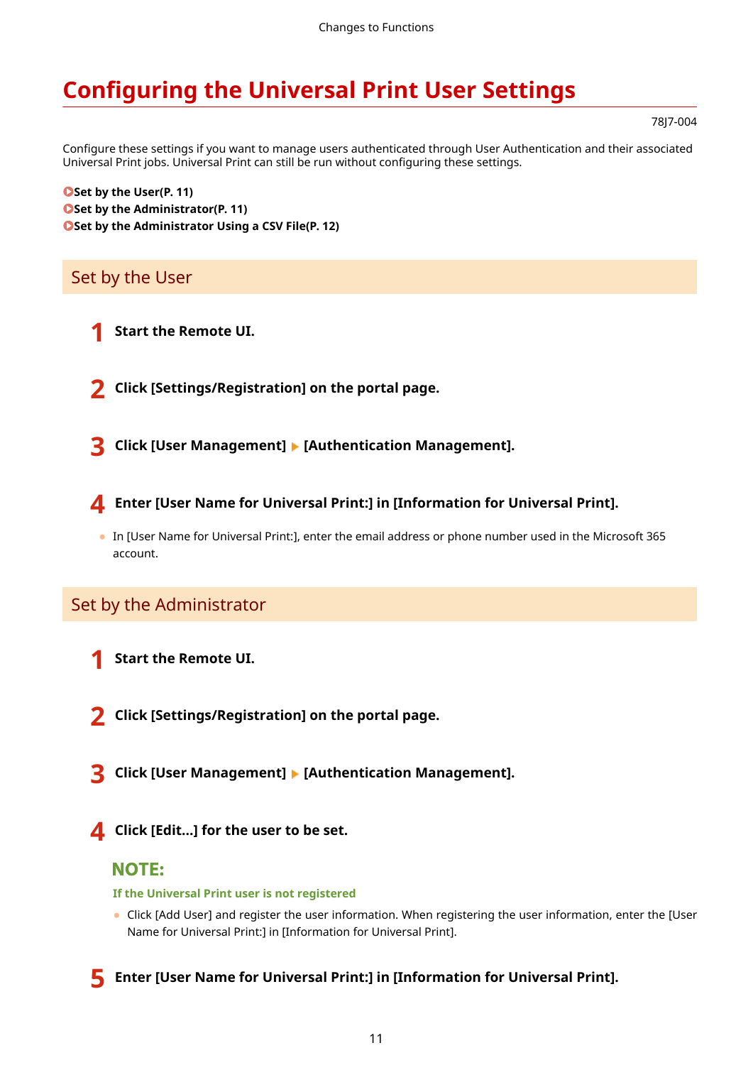// Configuring the Universal Print User Settings

78J7-004

Configure these settings if you want to manage users authenticated through User Authentication and their associated Universal Print jobs. Universal Print can still be run without configuring these settings.

**Set by the User(P. 11)**
**Set by the Administrator(P. 11)**
**Set by the Administrator Using a CSV File(P. 12)**

## Set by the User

**1 Start the Remote UI.**

**2 Click [Settings/Registration] on the portal page.**

**3 Click [User Management] ▶ [Authentication Management].**

**4 Enter [User Name for Universal Print:] in [Information for Universal Print].**

- In [User Name for Universal Print:], enter the email address or phone number used in the Microsoft 365 account.

## Set by the Administrator

**1 Start the Remote UI.**

**2 Click [Settings/Registration] on the portal page.**

**3 Click [User Management] ▶ [Authentication Management].**

**4 Click [Edit...] for the user to be set.**

**NOTE:**

**If the Universal Print user is not registered**

- Click [Add User] and register the user information. When registering the user information, enter the [User Name for Universal Print:] in [Information for Universal Print].

**5 Enter [User Name for Universal Print:] in [Information for Universal Print].**

# Configuring the Universal Print User Settings

78J7-004

Configure these settings if you want to manage users authenticated through User Authentication and their associated Universal Print jobs. Universal Print can still be run without configuring these settings.

**Set by the User(P. 11)**
**Set by the Administrator(P. 11)**
**Set by the Administrator Using a CSV File(P. 12)**

## Set by the User

**1 Start the Remote UI.**

**2 Click [Settings/Registration] on the portal page.**

**3 Click [User Management] ▶ [Authentication Management].**

**4 Enter [User Name for Universal Print:] in [Information for Universal Print].**

- In [User Name for Universal Print:], enter the email address or phone number used in the Microsoft 365 account.

## Set by the Administrator

**1 Start the Remote UI.**

**2 Click [Settings/Registration] on the portal page.**

**3 Click [User Management] ▶ [Authentication Management].**

**4 Click [Edit...] for the user to be set.**

**NOTE:**

**If the Universal Print user is not registered**

- Click [Add User] and register the user information. When registering the user information, enter the [User Name for Universal Print:] in [Information for Universal Print].

**5 Enter [User Name for Universal Print:] in [Information for Universal Print].**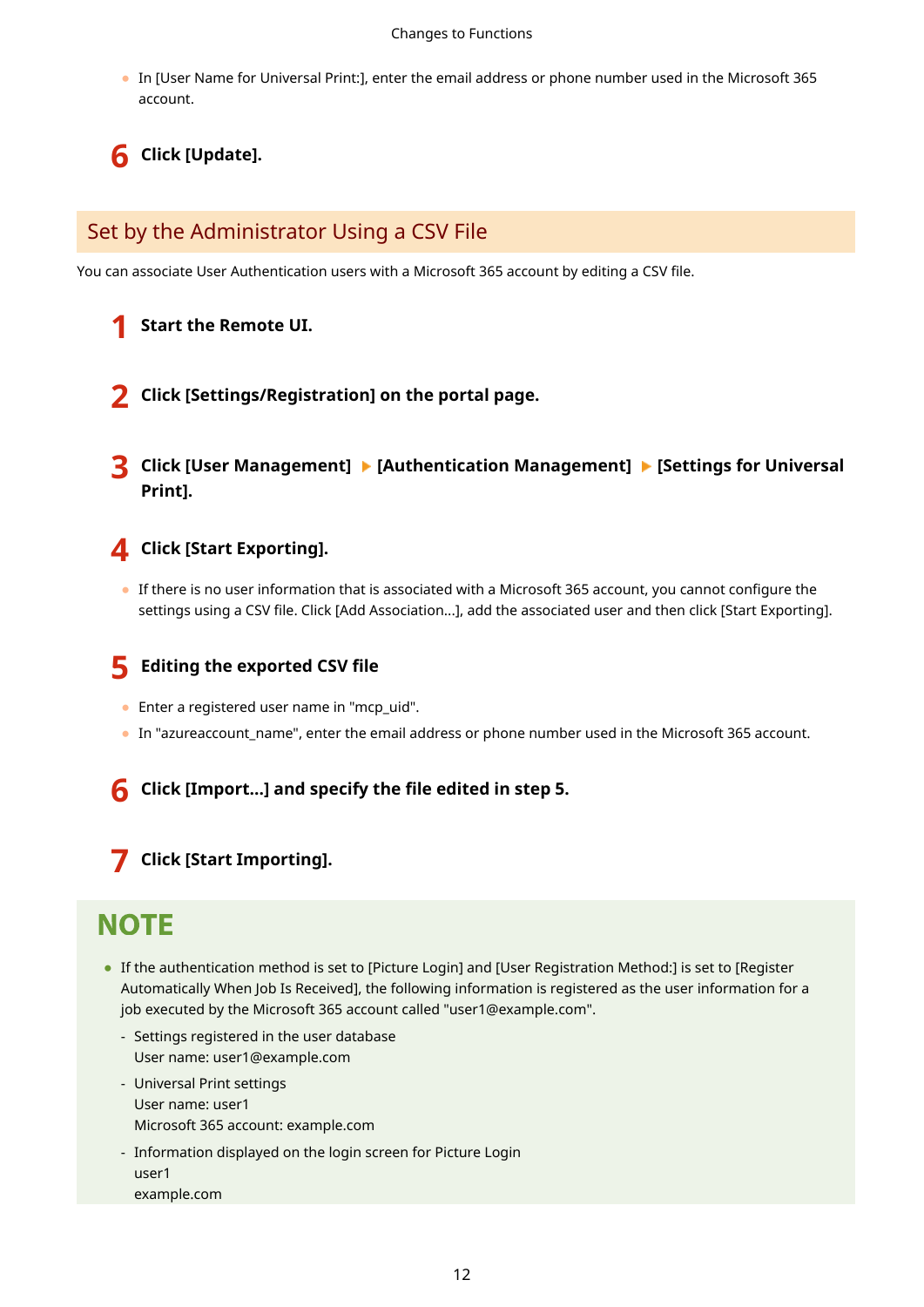- In [User Name for Universal Print:], enter the email address or phone number used in the Microsoft 365 account.

**6 Click [Update].**

## Set by the Administrator Using a CSV File

You can associate User Authentication users with a Microsoft 365 account by editing a CSV file.

**1 Start the Remote UI.**

**2 Click [Settings/Registration] on the portal page.**

**3 Click [User Management] ▶ [Authentication Management] ▶ [Settings for Universal Print].**

**4 Click [Start Exporting].**

- If there is no user information that is associated with a Microsoft 365 account, you cannot configure the settings using a CSV file. Click [Add Association...], add the associated user and then click [Start Exporting].

**5 Editing the exported CSV file**

- Enter a registered user name in "mcp_uid".
- In "azureaccount_name", enter the email address or phone number used in the Microsoft 365 account.

**6 Click [Import...] and specify the file edited in step 5.**

**7 Click [Start Importing].**

### NOTE

- If the authentication method is set to [Picture Login] and [User Registration Method:] is set to [Register Automatically When Job Is Received], the following information is registered as the user information for a job executed by the Microsoft 365 account called "user1@example.com".
  - Settings registered in the user database
    User name: user1@example.com
  - Universal Print settings
    User name: user1
    Microsoft 365 account: example.com
  - Information displayed on the login screen for Picture Login
    user1
    example.com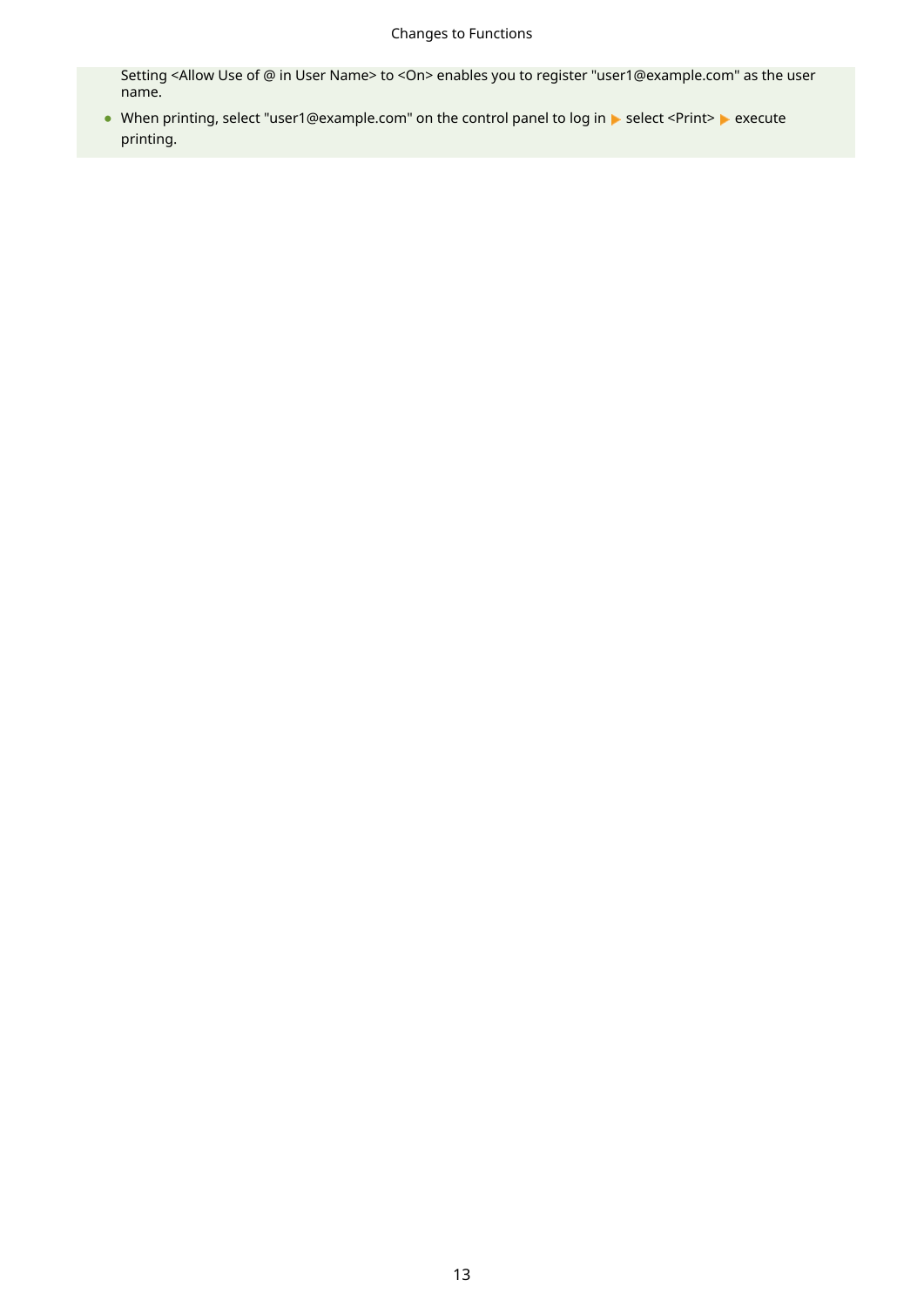Setting <Allow Use of @ in User Name> to <On> enables you to register "user1@example.com" as the user name.

- When printing, select "user1@example.com" on the control panel to log in ▶ select <Print> ▶ execute printing.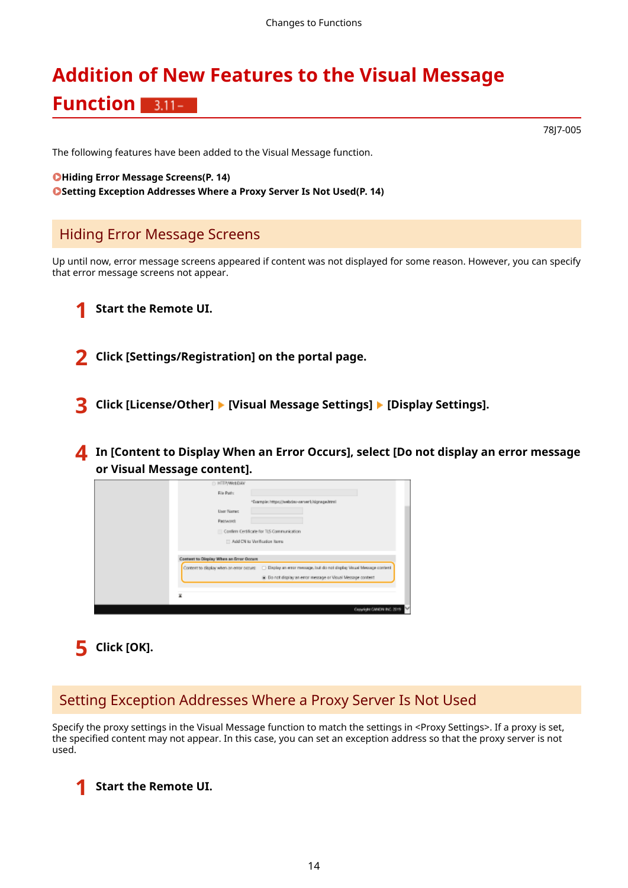# Addition of New Features to the Visual Message Function 3.11–

78J7-005

The following features have been added to the Visual Message function.

**Hiding Error Message Screens(P. 14)**
**Setting Exception Addresses Where a Proxy Server Is Not Used(P. 14)**

## Hiding Error Message Screens

Up until now, error message screens appeared if content was not displayed for some reason. However, you can specify that error message screens not appear.

**1** **Start the Remote UI.**

**2** **Click [Settings/Registration] on the portal page.**

**3** **Click [License/Other] ▶ [Visual Message Settings] ▶ [Display Settings].**

**4** **In [Content to Display When an Error Occurs], select [Do not display an error message or Visual Message content].**

**5** **Click [OK].**

## Setting Exception Addresses Where a Proxy Server Is Not Used

Specify the proxy settings in the Visual Message function to match the settings in <Proxy Settings>. If a proxy is set, the specified content may not appear. In this case, you can set an exception address so that the proxy server is not used.

**1** **Start the Remote UI.**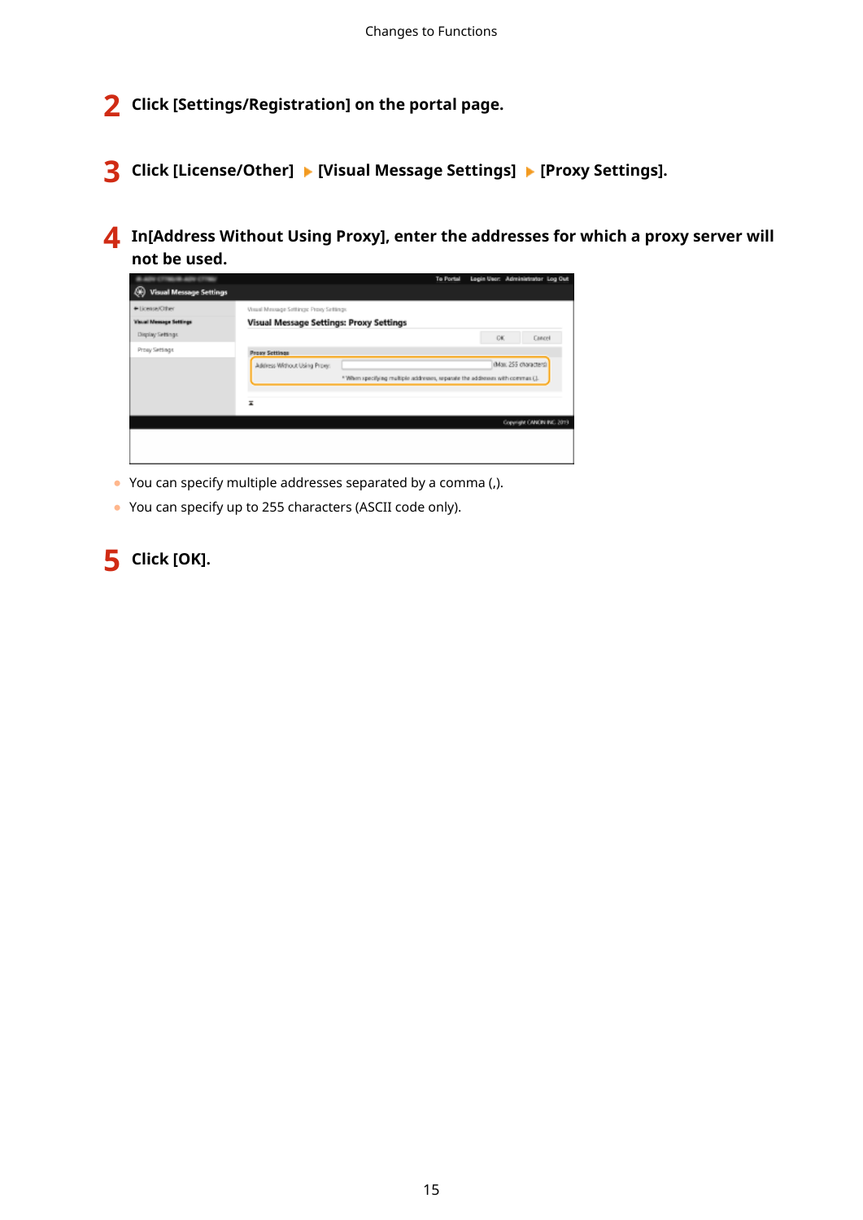**2** **Click [Settings/Registration] on the portal page.**

**3** **Click [License/Other] ▶ [Visual Message Settings] ▶ [Proxy Settings].**

**4** **In[Address Without Using Proxy], enter the addresses for which a proxy server will not be used.**

- You can specify multiple addresses separated by a comma (,).
- You can specify up to 255 characters (ASCII code only).

**5** **Click [OK].**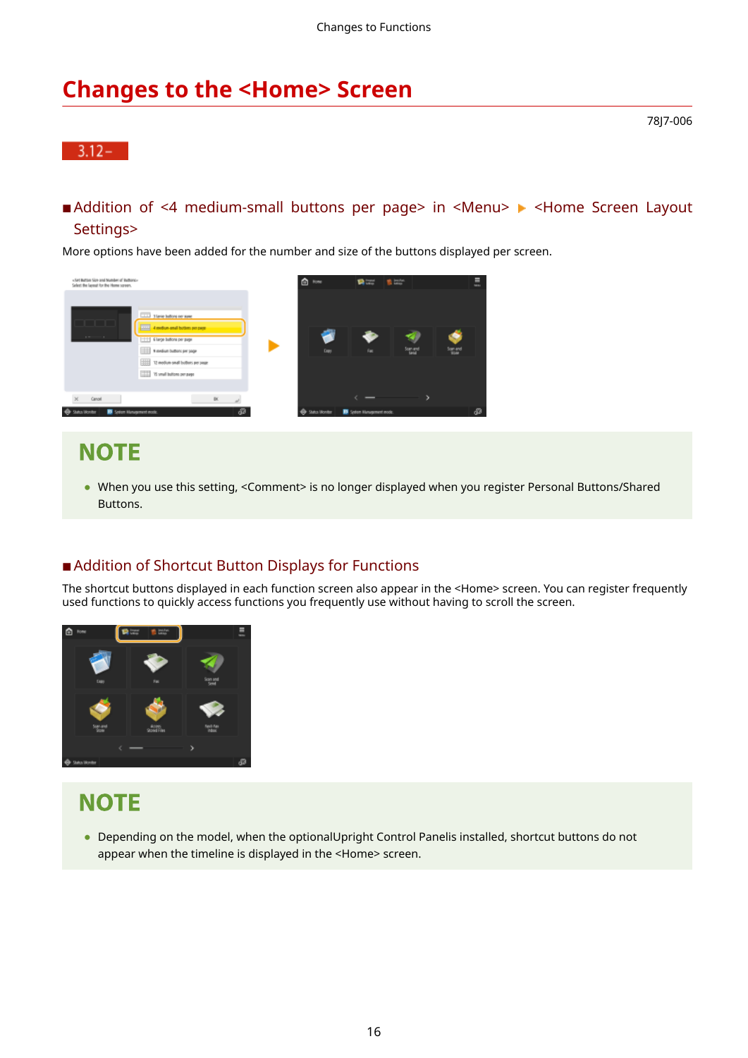# Changes to the <Home> Screen

78J7-006

3.12–

## ■Addition of <4 medium-small buttons per page> in <Menu> ▶ <Home Screen Layout Settings>

More options have been added for the number and size of the buttons displayed per screen.

### NOTE

- When you use this setting, <Comment> is no longer displayed when you register Personal Buttons/Shared Buttons.

## ■Addition of Shortcut Button Displays for Functions

The shortcut buttons displayed in each function screen also appear in the <Home> screen. You can register frequently used functions to quickly access functions you frequently use without having to scroll the screen.

### NOTE

- Depending on the model, when the optionalUpright Control Panelis installed, shortcut buttons do not appear when the timeline is displayed in the <Home> screen.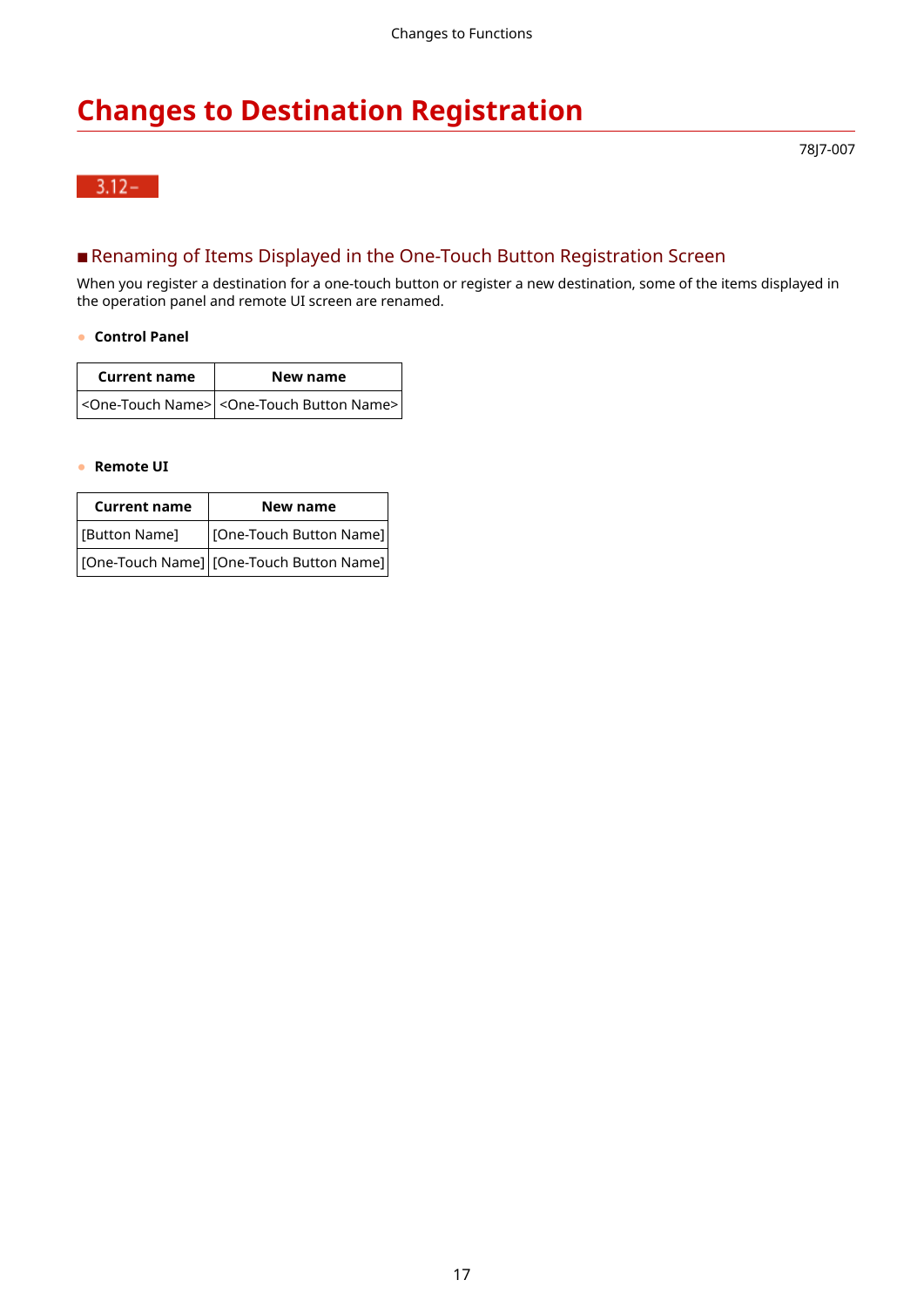# Changes to Destination Registration

78J7-007

3.12–

## ■ Renaming of Items Displayed in the One-Touch Button Registration Screen

When you register a destination for a one-touch button or register a new destination, some of the items displayed in the operation panel and remote UI screen are renamed.

- **Control Panel**

| Current name | New name |
| --- | --- |
| <One-Touch Name> | <One-Touch Button Name> |

- **Remote UI**

| Current name | New name |
| --- | --- |
| [Button Name] | [One-Touch Button Name] |
| [One-Touch Name] | [One-Touch Button Name] |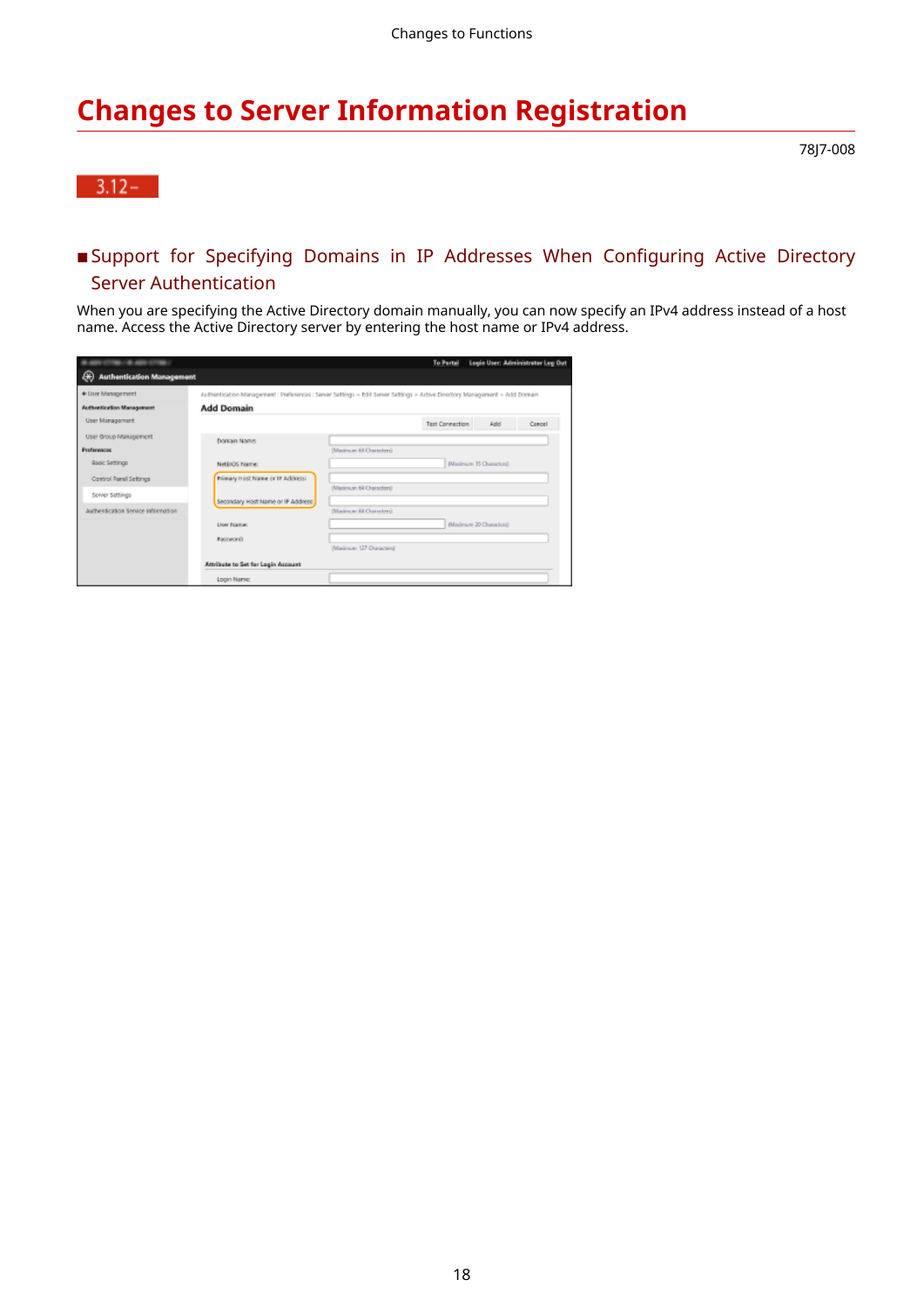# Changes to Server Information Registration

78J7-008

3.12 –

## ■Support for Specifying Domains in IP Addresses When Configuring Active Directory Server Authentication

When you are specifying the Active Directory domain manually, you can now specify an IPv4 address instead of a host name. Access the Active Directory server by entering the host name or IPv4 address.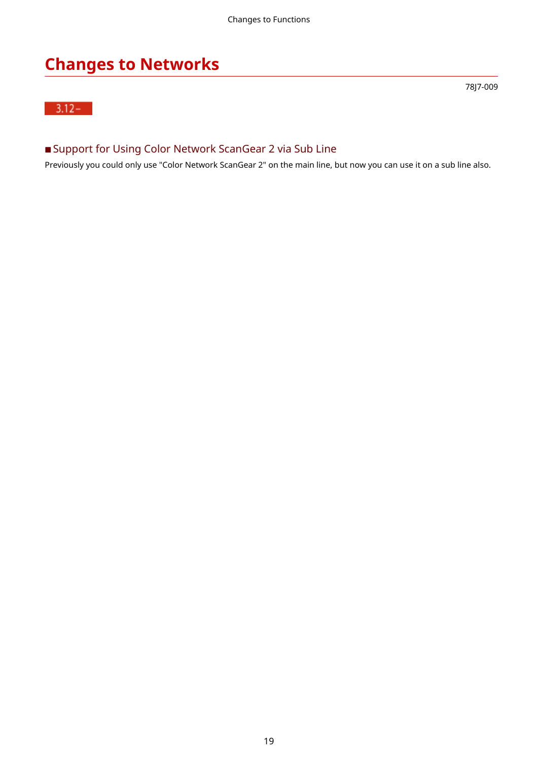# Changes to Networks

78J7-009

3.12–

### ■ Support for Using Color Network ScanGear 2 via Sub Line

Previously you could only use "Color Network ScanGear 2" on the main line, but now you can use it on a sub line also.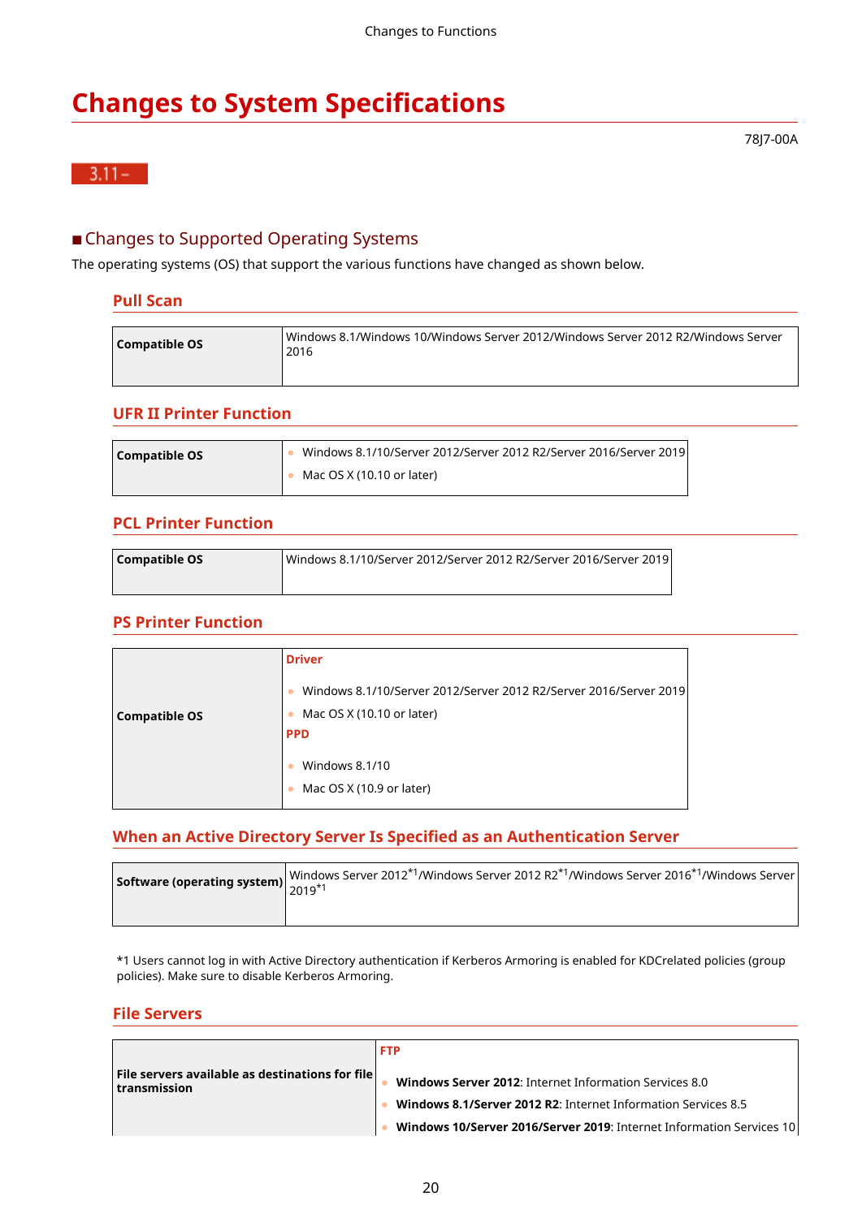# Changes to System Specifications

78J7-00A

3.11–

## ■ Changes to Supported Operating Systems

The operating systems (OS) that support the various functions have changed as shown below.

### Pull Scan

| | |
|---|---|
| **Compatible OS** | Windows 8.1/Windows 10/Windows Server 2012/Windows Server 2012 R2/Windows Server 2016 |

### UFR II Printer Function

| | |
|---|---|
| **Compatible OS** | • Windows 8.1/10/Server 2012/Server 2012 R2/Server 2016/Server 2019<br>• Mac OS X (10.10 or later) |

### PCL Printer Function

| | |
|---|---|
| **Compatible OS** | Windows 8.1/10/Server 2012/Server 2012 R2/Server 2016/Server 2019 |

### PS Printer Function

| | |
|---|---|
| **Compatible OS** | **Driver**<br>• Windows 8.1/10/Server 2012/Server 2012 R2/Server 2016/Server 2019<br>• Mac OS X (10.10 or later)<br>**PPD**<br>• Windows 8.1/10<br>• Mac OS X (10.9 or later) |

### When an Active Directory Server Is Specified as an Authentication Server

| | |
|---|---|
| **Software (operating system)** | Windows Server 2012*1/Windows Server 2012 R2*1/Windows Server 2016*1/Windows Server 2019*1 |

*1 Users cannot log in with Active Directory authentication if Kerberos Armoring is enabled for KDCrelated policies (group policies). Make sure to disable Kerberos Armoring.

### File Servers

| | |
|---|---|
| **File servers available as destinations for file transmission** | **FTP**<br>• **Windows Server 2012**: Internet Information Services 8.0<br>• **Windows 8.1/Server 2012 R2**: Internet Information Services 8.5<br>• **Windows 10/Server 2016/Server 2019**: Internet Information Services 10 |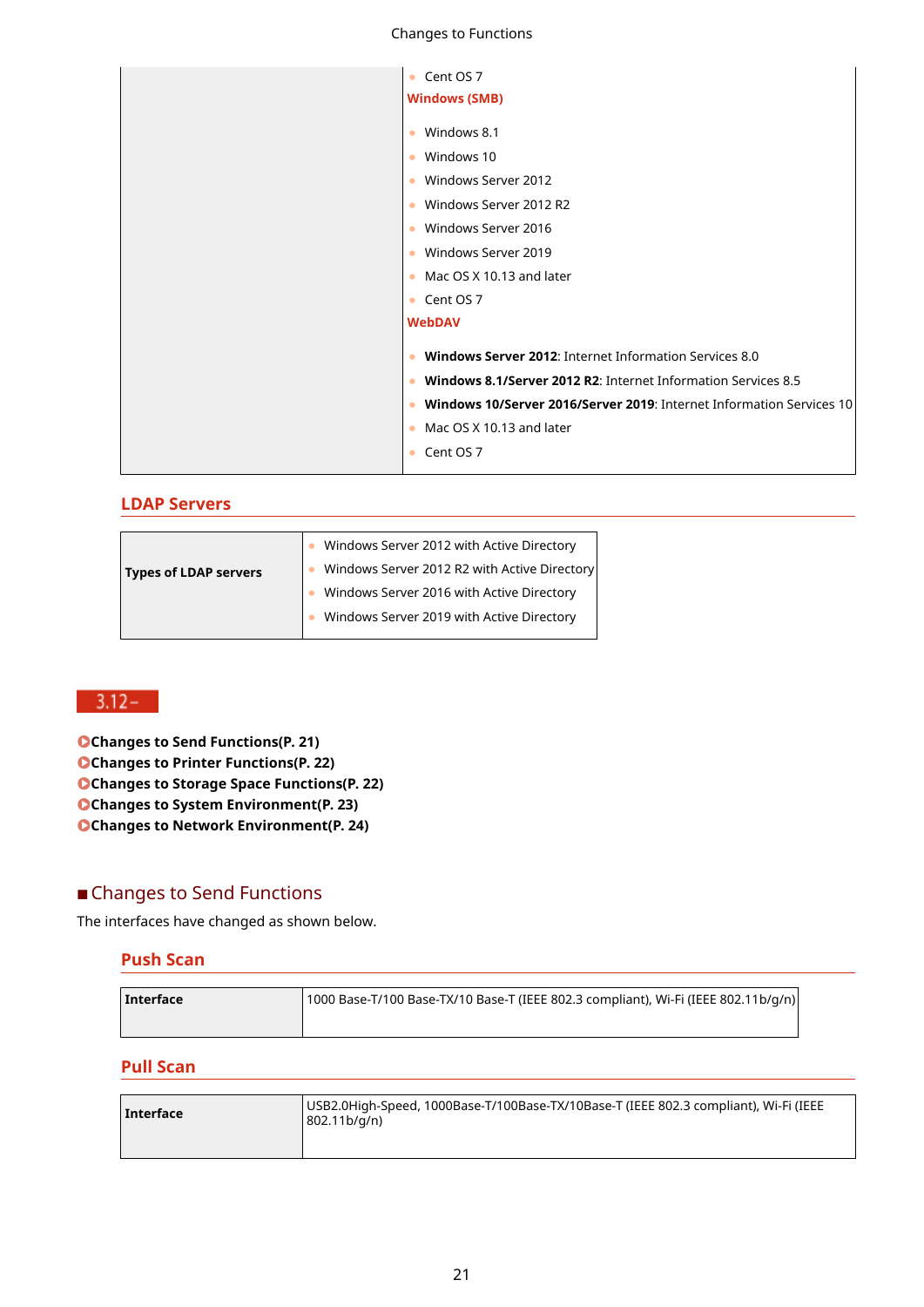| | |
|---|---|
| | - Cent OS 7<br>**Windows (SMB)**<br>- Windows 8.1<br>- Windows 10<br>- Windows Server 2012<br>- Windows Server 2012 R2<br>- Windows Server 2016<br>- Windows Server 2019<br>- Mac OS X 10.13 and later<br>- Cent OS 7<br>**WebDAV**<br>- **Windows Server 2012**: Internet Information Services 8.0<br>- **Windows 8.1/Server 2012 R2**: Internet Information Services 8.5<br>- **Windows 10/Server 2016/Server 2019**: Internet Information Services 10<br>- Mac OS X 10.13 and later<br>- Cent OS 7 |

### LDAP Servers

| | |
|---|---|
| **Types of LDAP servers** | - Windows Server 2012 with Active Directory<br>- Windows Server 2012 R2 with Active Directory<br>- Windows Server 2016 with Active Directory<br>- Windows Server 2019 with Active Directory |

# 3.12–

**Changes to Send Functions(P. 21)**
**Changes to Printer Functions(P. 22)**
**Changes to Storage Space Functions(P. 22)**
**Changes to System Environment(P. 23)**
**Changes to Network Environment(P. 24)**

## ■ Changes to Send Functions

The interfaces have changed as shown below.

### Push Scan

| | |
|---|---|
| **Interface** | 1000 Base-T/100 Base-TX/10 Base-T (IEEE 802.3 compliant), Wi-Fi (IEEE 802.11b/g/n) |

### Pull Scan

| | |
|---|---|
| **Interface** | USB2.0High-Speed, 1000Base-T/100Base-TX/10Base-T (IEEE 802.3 compliant), Wi-Fi (IEEE 802.11b/g/n) |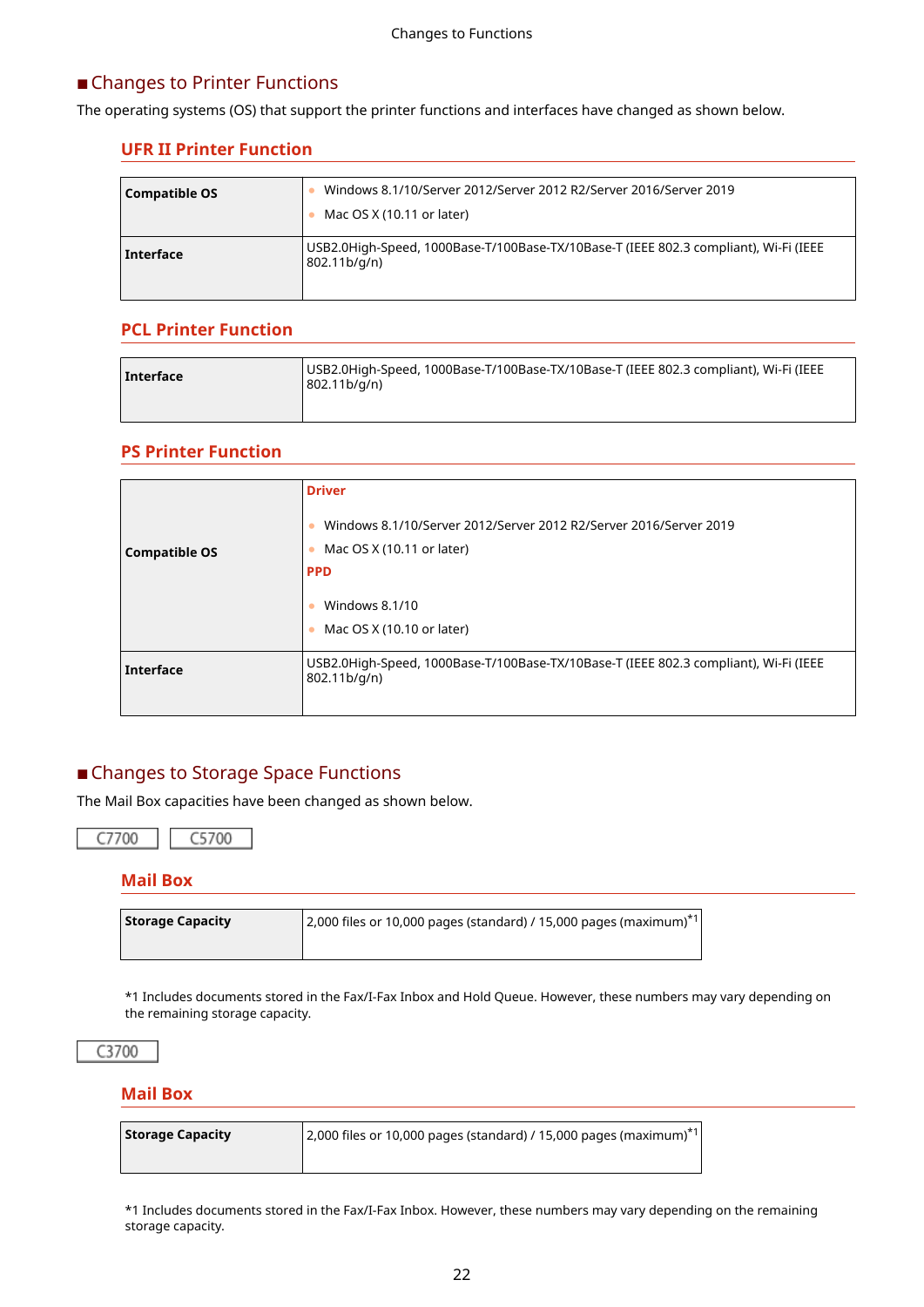## ■ Changes to Printer Functions

The operating systems (OS) that support the printer functions and interfaces have changed as shown below.

### UFR II Printer Function

| | |
|---|---|
| **Compatible OS** | • Windows 8.1/10/Server 2012/Server 2012 R2/Server 2016/Server 2019<br>• Mac OS X (10.11 or later) |
| **Interface** | USB2.0High-Speed, 1000Base-T/100Base-TX/10Base-T (IEEE 802.3 compliant), Wi-Fi (IEEE 802.11b/g/n) |

### PCL Printer Function

| | |
|---|---|
| **Interface** | USB2.0High-Speed, 1000Base-T/100Base-TX/10Base-T (IEEE 802.3 compliant), Wi-Fi (IEEE 802.11b/g/n) |

### PS Printer Function

| | |
|---|---|
| **Compatible OS** | **Driver**<br>• Windows 8.1/10/Server 2012/Server 2012 R2/Server 2016/Server 2019<br>• Mac OS X (10.11 or later)<br>**PPD**<br>• Windows 8.1/10<br>• Mac OS X (10.10 or later) |
| **Interface** | USB2.0High-Speed, 1000Base-T/100Base-TX/10Base-T (IEEE 802.3 compliant), Wi-Fi (IEEE 802.11b/g/n) |

## ■ Changes to Storage Space Functions

The Mail Box capacities have been changed as shown below.

C7700 C5700

### Mail Box

| | |
|---|---|
| **Storage Capacity** | 2,000 files or 10,000 pages (standard) / 15,000 pages (maximum)*1 |

*1 Includes documents stored in the Fax/I-Fax Inbox and Hold Queue. However, these numbers may vary depending on the remaining storage capacity.

C3700

### Mail Box

| | |
|---|---|
| **Storage Capacity** | 2,000 files or 10,000 pages (standard) / 15,000 pages (maximum)*1 |

*1 Includes documents stored in the Fax/I-Fax Inbox. However, these numbers may vary depending on the remaining storage capacity.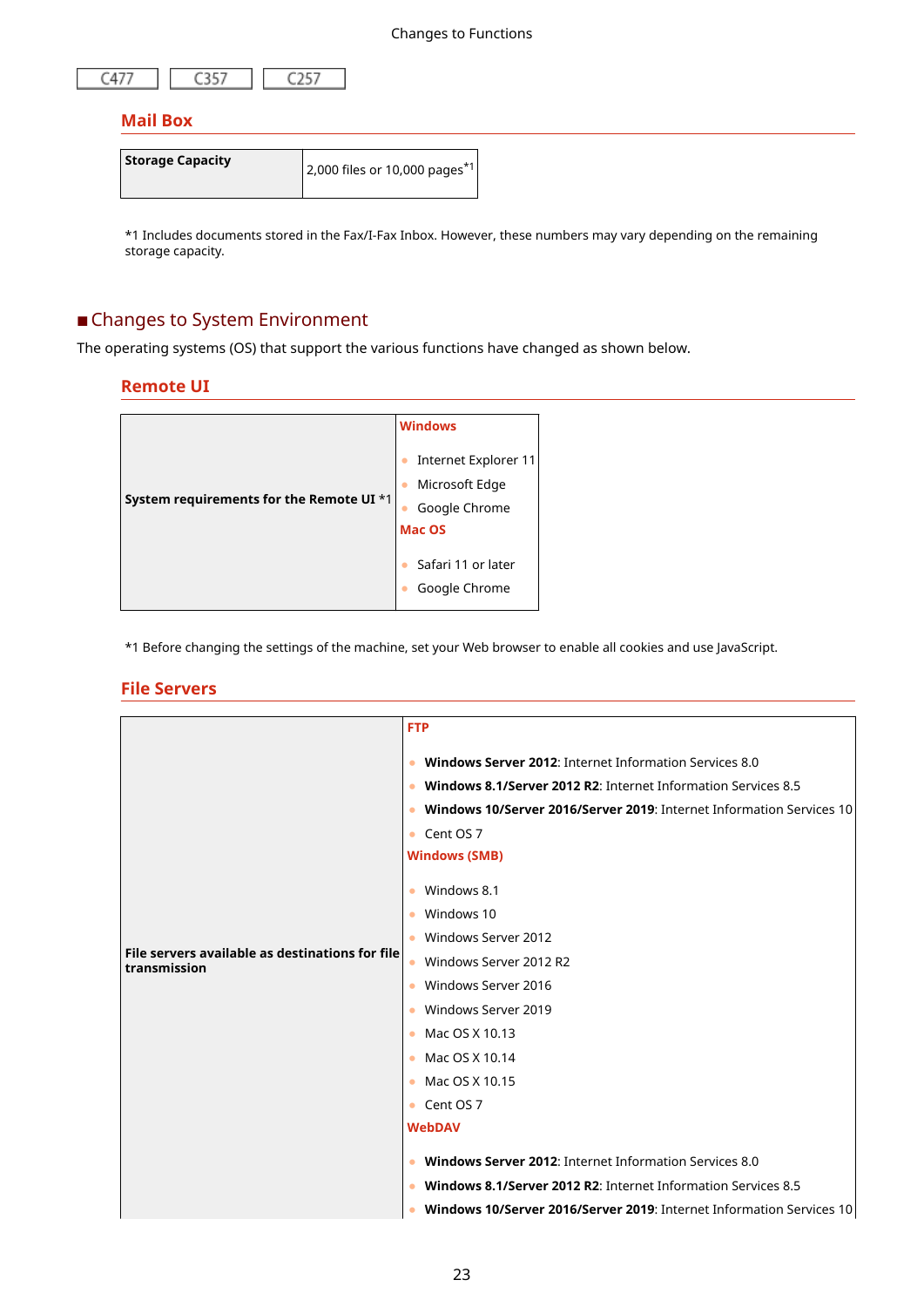C477 C357 C257

### Mail Box

| | |
|---|---|
| **Storage Capacity** | 2,000 files or 10,000 pages*1 |

*1 Includes documents stored in the Fax/I-Fax Inbox. However, these numbers may vary depending on the remaining storage capacity.

## ■ Changes to System Environment

The operating systems (OS) that support the various functions have changed as shown below.

### Remote UI

| | |
|---|---|
| **System requirements for the Remote UI** *1 | **Windows**<br>• Internet Explorer 11<br>• Microsoft Edge<br>• Google Chrome<br>**Mac OS**<br>• Safari 11 or later<br>• Google Chrome |

*1 Before changing the settings of the machine, set your Web browser to enable all cookies and use JavaScript.

### File Servers

| | |
|---|---|
| **File servers available as destinations for file transmission** | **FTP**<br>• **Windows Server 2012**: Internet Information Services 8.0<br>• **Windows 8.1/Server 2012 R2**: Internet Information Services 8.5<br>• **Windows 10/Server 2016/Server 2019**: Internet Information Services 10<br>• Cent OS 7<br>**Windows (SMB)**<br>• Windows 8.1<br>• Windows 10<br>• Windows Server 2012<br>• Windows Server 2012 R2<br>• Windows Server 2016<br>• Windows Server 2019<br>• Mac OS X 10.13<br>• Mac OS X 10.14<br>• Mac OS X 10.15<br>• Cent OS 7<br>**WebDAV**<br>• **Windows Server 2012**: Internet Information Services 8.0<br>• **Windows 8.1/Server 2012 R2**: Internet Information Services 8.5<br>• **Windows 10/Server 2016/Server 2019**: Internet Information Services 10 |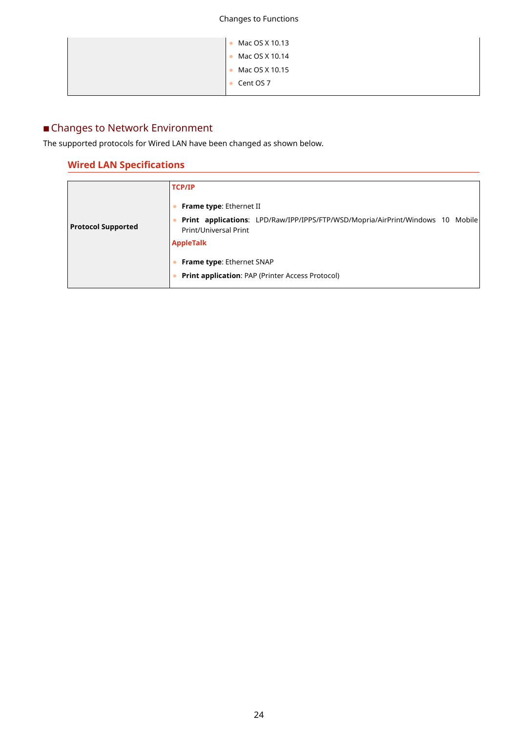| | |
|---|---|
| | • Mac OS X 10.13<br>• Mac OS X 10.14<br>• Mac OS X 10.15<br>• Cent OS 7 |

## ■ Changes to Network Environment

The supported protocols for Wired LAN have been changed as shown below.

### Wired LAN Specifications

| | |
|---|---|
| **Protocol Supported** | **TCP/IP**<br>• **Frame type**: Ethernet II<br>• **Print applications**: LPD/Raw/IPP/IPPS/FTP/WSD/Mopria/AirPrint/Windows 10 Mobile Print/Universal Print<br>**AppleTalk**<br>• **Frame type**: Ethernet SNAP<br>• **Print application**: PAP (Printer Access Protocol) |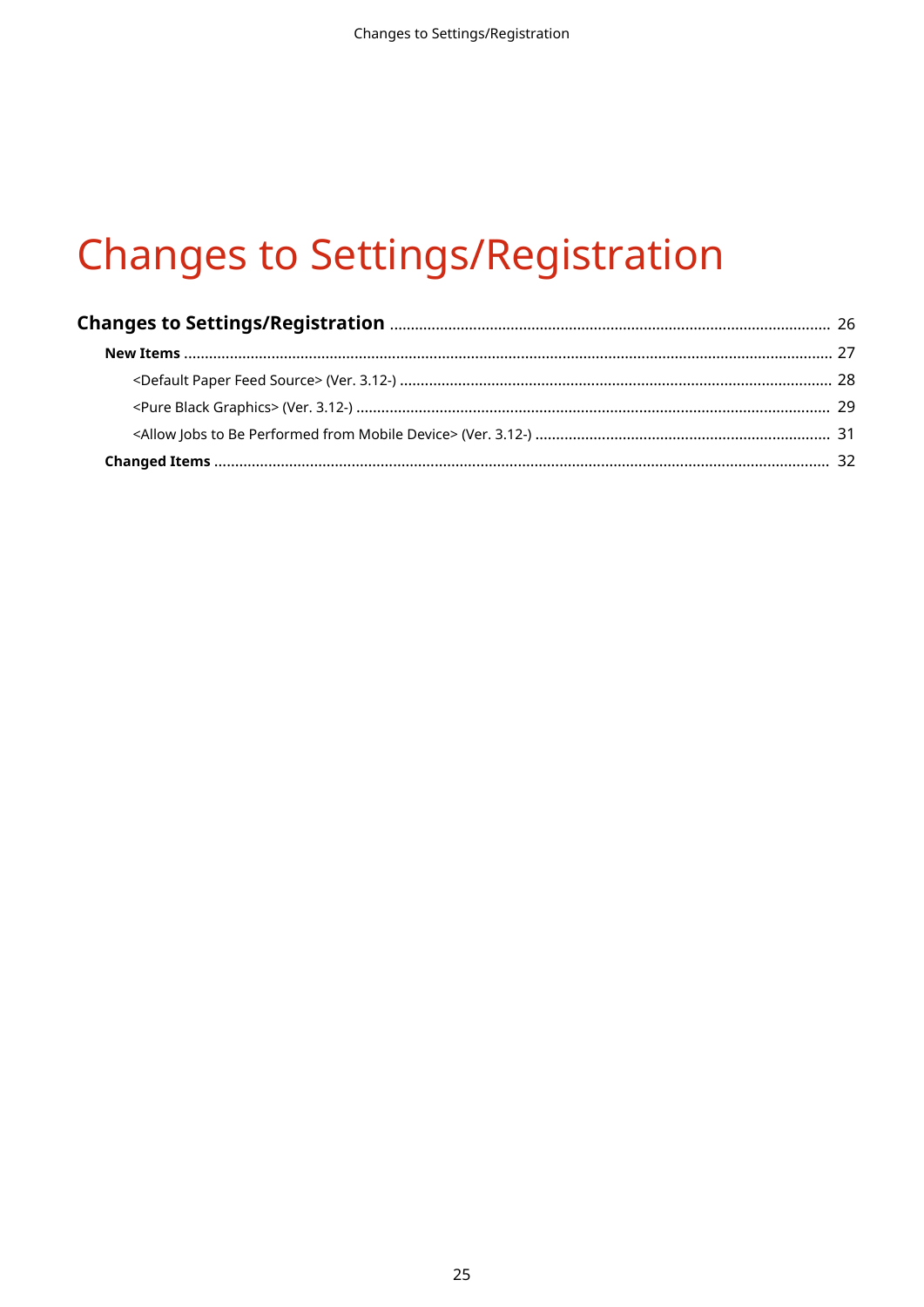# Changes to Settings/Registration

**Changes to Settings/Registration** ........................................................................................................ 26

**New Items** ........................................................................................................................................................... 27

<Default Paper Feed Source> (Ver. 3.12-) ........................................................................................................ 28

<Pure Black Graphics> (Ver. 3.12-) .................................................................................................................. 29

<Allow Jobs to Be Performed from Mobile Device> (Ver. 3.12-) ....................................................................... 31

**Changed Items** .................................................................................................................................................... 32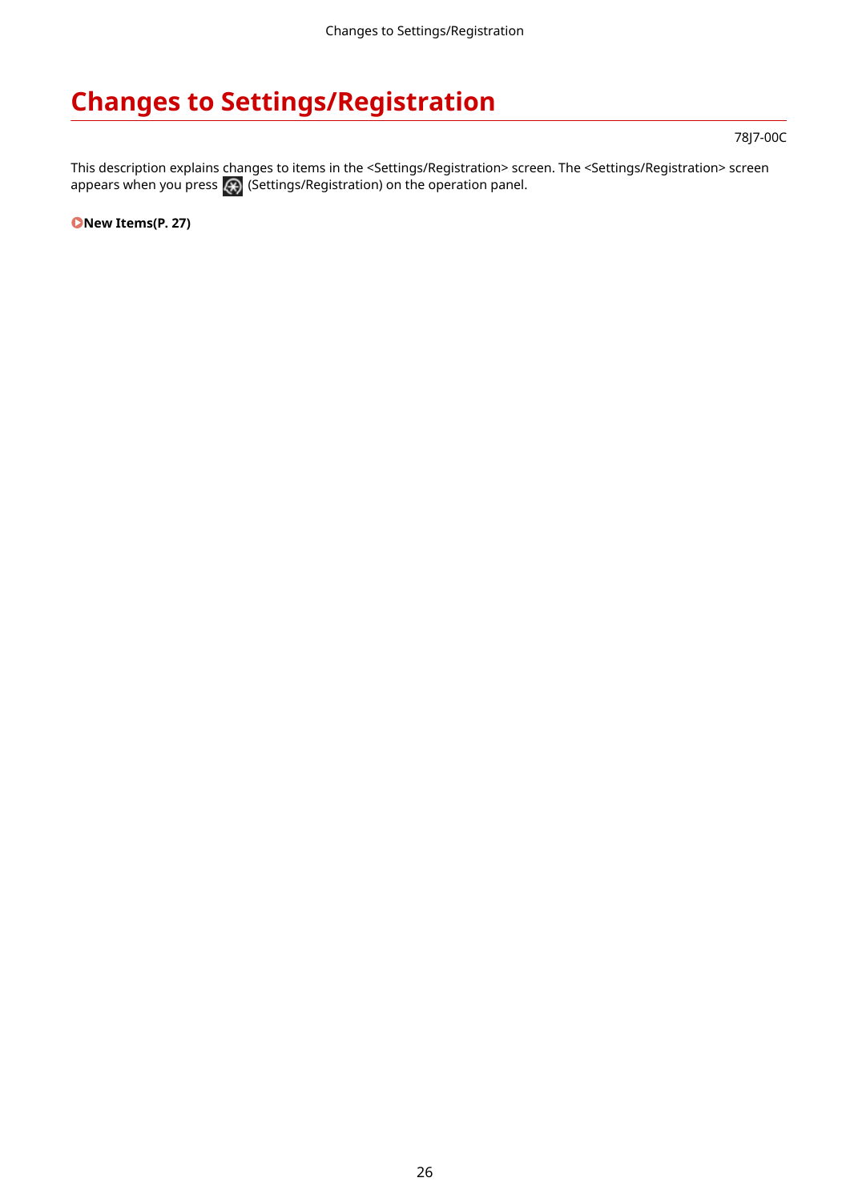# Changes to Settings/Registration

78J7-00C

This description explains changes to items in the <Settings/Registration> screen. The <Settings/Registration> screen appears when you press (Settings/Registration) on the operation panel.

**New Items(P. 27)**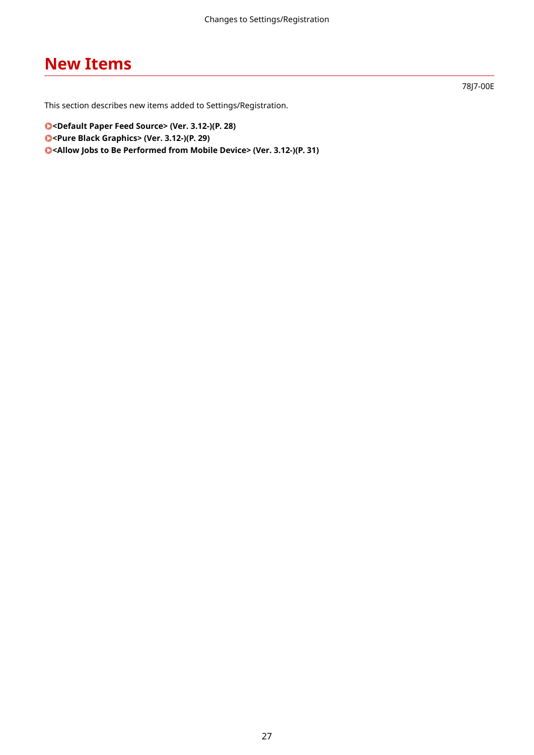# New Items

78J7-00E

This section describes new items added to Settings/Registration.

- **<Default Paper Feed Source> (Ver. 3.12-)(P. 28)**
- **<Pure Black Graphics> (Ver. 3.12-)(P. 29)**
- **<Allow Jobs to Be Performed from Mobile Device> (Ver. 3.12-)(P. 31)**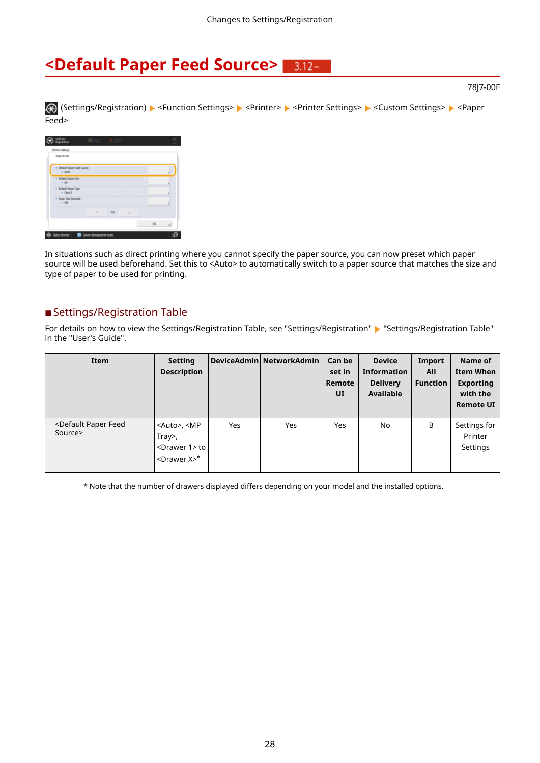# <Default Paper Feed Source> 3.12–

78J7-00F

(Settings/Registration) ▶ <Function Settings> ▶ <Printer> ▶ <Printer Settings> ▶ <Custom Settings> ▶ <Paper Feed>

In situations such as direct printing where you cannot specify the paper source, you can now preset which paper source will be used beforehand. Set this to <Auto> to automatically switch to a paper source that matches the size and type of paper to be used for printing.

## ■ Settings/Registration Table

For details on how to view the Settings/Registration Table, see "Settings/Registration" ▶ "Settings/Registration Table" in the "User's Guide".

| Item | Setting Description | DeviceAdmin | NetworkAdmin | Can be set in Remote UI | Device Information Delivery Available | Import All Function | Name of Item When Exporting with the Remote UI |
|---|---|---|---|---|---|---|---|
| <Default Paper Feed Source> | <Auto>, <MP Tray>, <Drawer 1> to <Drawer X>* | Yes | Yes | Yes | No | B | Settings for Printer Settings |

* Note that the number of drawers displayed differs depending on your model and the installed options.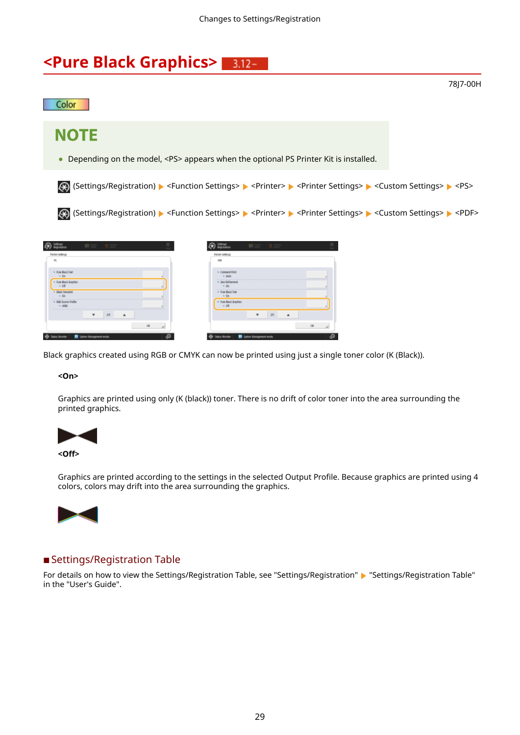// <Pure Black Graphics> 3.12–

78J7-00H

Color

NOTE

- Depending on the model, <PS> appears when the optional PS Printer Kit is installed.

(Settings/Registration) ▶ <Function Settings> ▶ <Printer> ▶ <Printer Settings> ▶ <Custom Settings> ▶ <PS>

(Settings/Registration) ▶ <Function Settings> ▶ <Printer> ▶ <Printer Settings> ▶ <Custom Settings> ▶ <PDF>

Black graphics created using RGB or CMYK can now be printed using just a single toner color (K (Black)).

**<On>**

Graphics are printed using only (K (black)) toner. There is no drift of color toner into the area surrounding the printed graphics.

**<Off>**

Graphics are printed according to the settings in the selected Output Profile. Because graphics are printed using 4 colors, colors may drift into the area surrounding the graphics.

## ■ Settings/Registration Table

For details on how to view the Settings/Registration Table, see "Settings/Registration" ▶ "Settings/Registration Table" in the "User's Guide".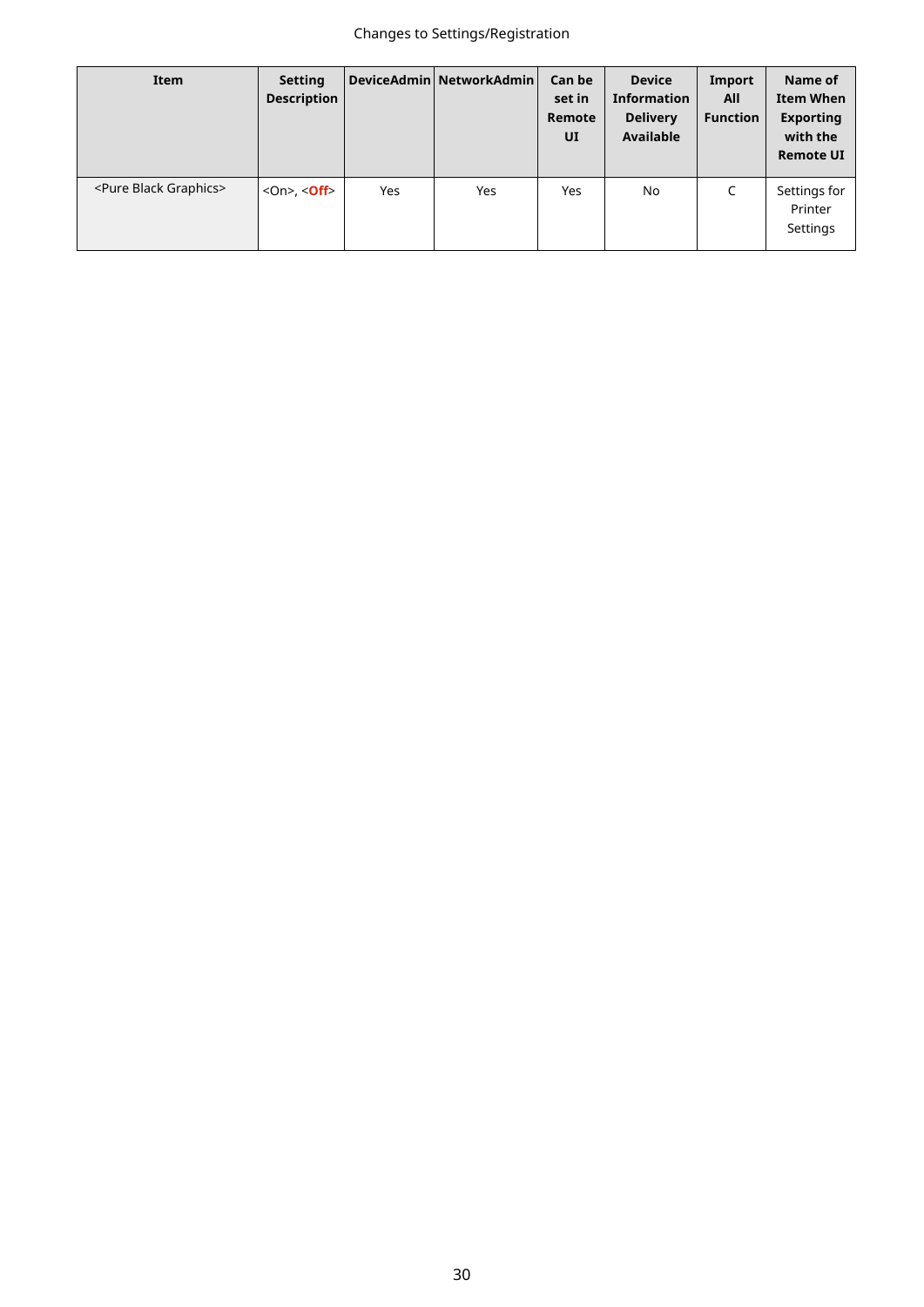| Item | Setting Description | DeviceAdmin | NetworkAdmin | Can be set in Remote UI | Device Information Delivery Available | Import All Function | Name of Item When Exporting with the Remote UI |
|---|---|---|---|---|---|---|---|
| <Pure Black Graphics> | <On>, <**Off**> | Yes | Yes | Yes | No | C | Settings for Printer Settings |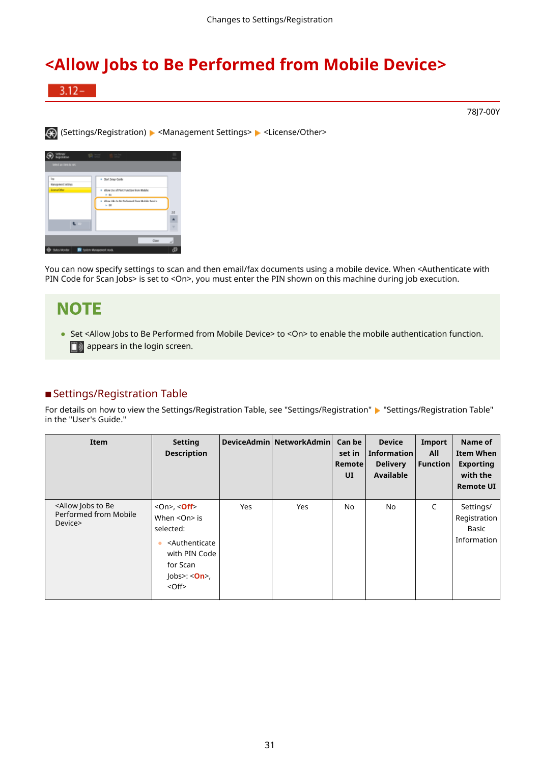// # <Allow Jobs to Be Performed from Mobile Device>

3.12–

78J7-00Y

(Settings/Registration) ▶ <Management Settings> ▶ <License/Other>

You can now specify settings to scan and then email/fax documents using a mobile device. When <Authenticate with PIN Code for Scan Jobs> is set to <On>, you must enter the PIN shown on this machine during job execution.

## NOTE

- Set <Allow Jobs to Be Performed from Mobile Device> to <On> to enable the mobile authentication function. appears in the login screen.

## ■ Settings/Registration Table

For details on how to view the Settings/Registration Table, see "Settings/Registration" ▶ "Settings/Registration Table" in the "User's Guide."

| Item | Setting Description | DeviceAdmin | NetworkAdmin | Can be set in Remote UI | Device Information Delivery Available | Import All Function | Name of Item When Exporting with the Remote UI |
|---|---|---|---|---|---|---|---|
| <Allow Jobs to Be Performed from Mobile Device> | <On>, <**Off**> When <On> is selected: <br>• <Authenticate with PIN Code for Scan Jobs>: <**On**>, <Off> | Yes | Yes | No | No | C | Settings/ Registration Basic Information |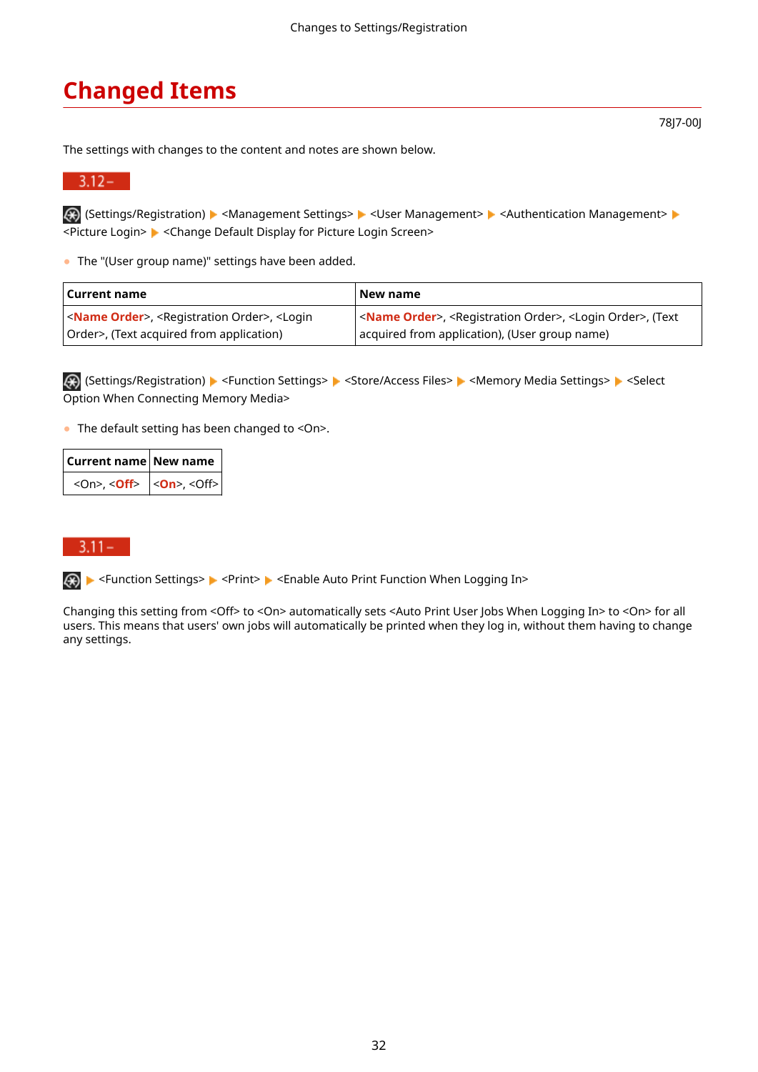# Changed Items

78J7-00J

The settings with changes to the content and notes are shown below.

## 3.12–

(Settings/Registration) ▶ <Management Settings> ▶ <User Management> ▶ <Authentication Management> ▶ <Picture Login> ▶ <Change Default Display for Picture Login Screen>

- The "(User group name)" settings have been added.

| Current name | New name |
|---|---|
| <**Name Order**>, <Registration Order>, <Login Order>, (Text acquired from application) | <**Name Order**>, <Registration Order>, <Login Order>, (Text acquired from application), (User group name) |

(Settings/Registration) ▶ <Function Settings> ▶ <Store/Access Files> ▶ <Memory Media Settings> ▶ <Select Option When Connecting Memory Media>

- The default setting has been changed to <On>.

| Current name | New name |
|---|---|
| <On>, <**Off**> | <**On**>, <Off> |

## 3.11–

▶ <Function Settings> ▶ <Print> ▶ <Enable Auto Print Function When Logging In>

Changing this setting from <Off> to <On> automatically sets <Auto Print User Jobs When Logging In> to <On> for all users. This means that users' own jobs will automatically be printed when they log in, without them having to change any settings.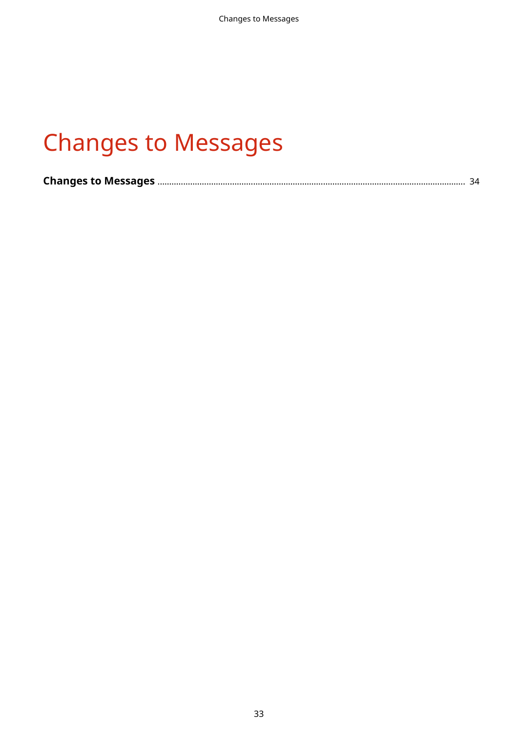# Changes to Messages

**Changes to Messages** ........................................................................................................................................ 34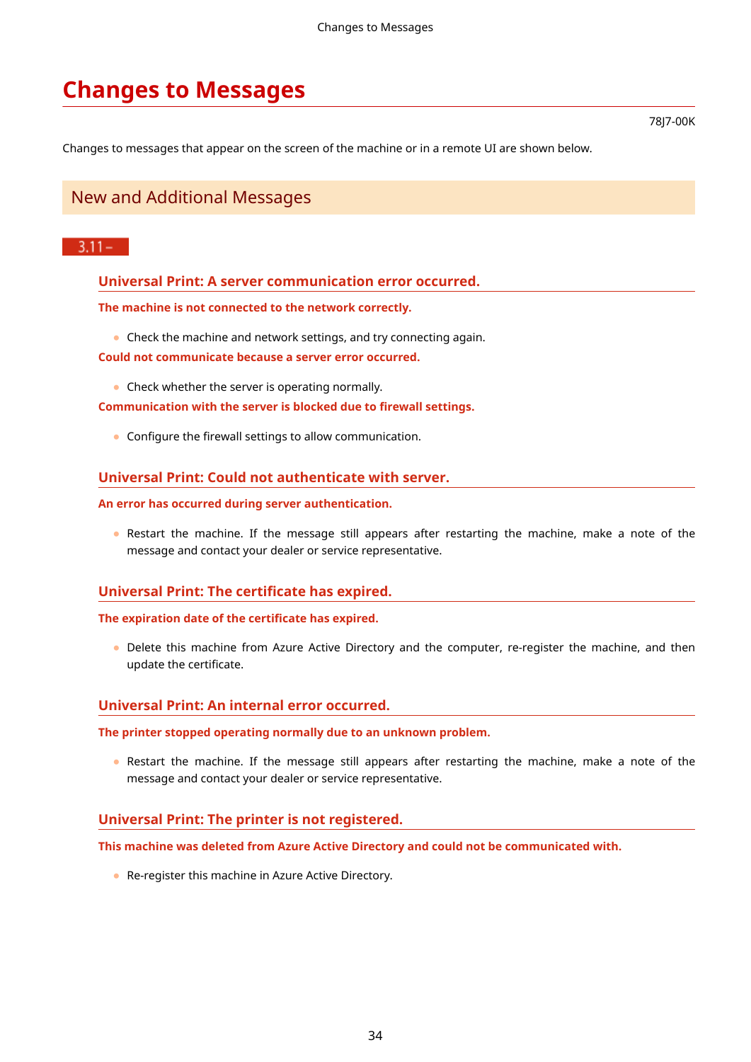# Changes to Messages

78J7-00K

Changes to messages that appear on the screen of the machine or in a remote UI are shown below.

## New and Additional Messages

3.11–

### Universal Print: A server communication error occurred.

**The machine is not connected to the network correctly.**

- Check the machine and network settings, and try connecting again.

**Could not communicate because a server error occurred.**

- Check whether the server is operating normally.

**Communication with the server is blocked due to firewall settings.**

- Configure the firewall settings to allow communication.

### Universal Print: Could not authenticate with server.

**An error has occurred during server authentication.**

- Restart the machine. If the message still appears after restarting the machine, make a note of the message and contact your dealer or service representative.

### Universal Print: The certificate has expired.

**The expiration date of the certificate has expired.**

- Delete this machine from Azure Active Directory and the computer, re-register the machine, and then update the certificate.

### Universal Print: An internal error occurred.

**The printer stopped operating normally due to an unknown problem.**

- Restart the machine. If the message still appears after restarting the machine, make a note of the message and contact your dealer or service representative.

### Universal Print: The printer is not registered.

**This machine was deleted from Azure Active Directory and could not be communicated with.**

- Re-register this machine in Azure Active Directory.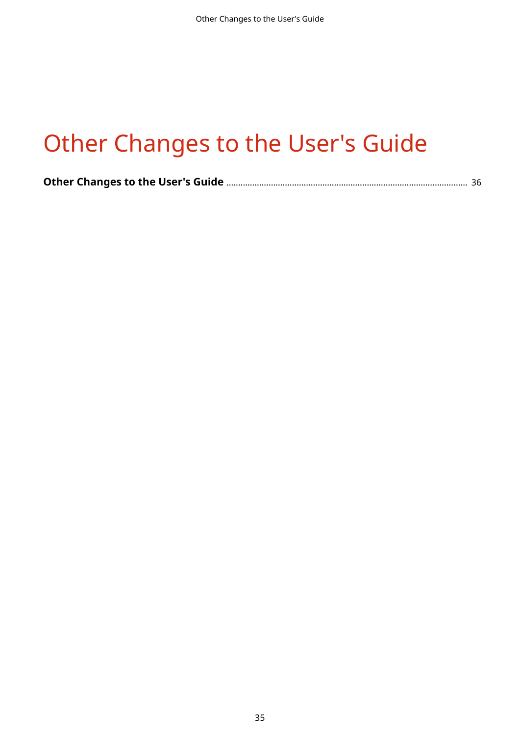# Other Changes to the User's Guide

**Other Changes to the User's Guide** ........................................................................................................ 36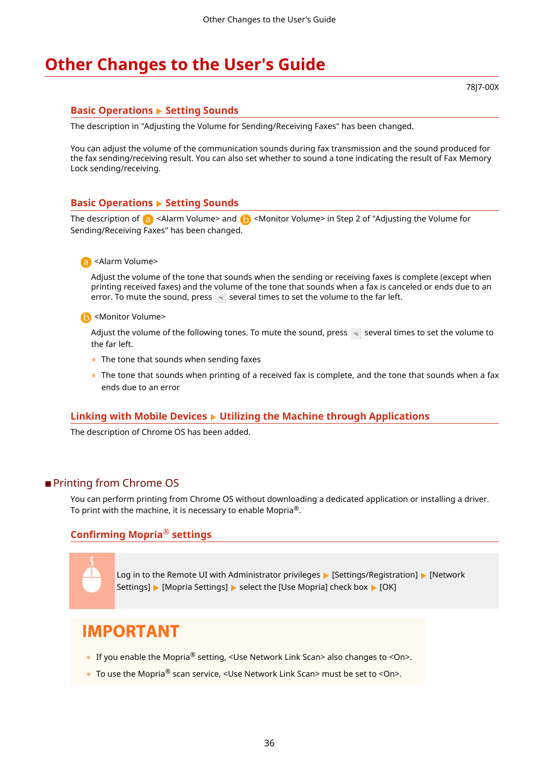# Other Changes to the User's Guide

78J7-00X

### Basic Operations ▶ Setting Sounds

The description in "Adjusting the Volume for Sending/Receiving Faxes" has been changed.

You can adjust the volume of the communication sounds during fax transmission and the sound produced for the fax sending/receiving result. You can also set whether to sound a tone indicating the result of Fax Memory Lock sending/receiving.

### Basic Operations ▶ Setting Sounds

The description of a <Alarm Volume> and b <Monitor Volume> in Step 2 of "Adjusting the Volume for Sending/Receiving Faxes" has been changed.

a <Alarm Volume>

Adjust the volume of the tone that sounds when the sending or receiving faxes is complete (except when printing received faxes) and the volume of the tone that sounds when a fax is canceled or ends due to an error. To mute the sound, press several times to set the volume to the far left.

b <Monitor Volume>

Adjust the volume of the following tones. To mute the sound, press several times to set the volume to the far left.

- The tone that sounds when sending faxes
- The tone that sounds when printing of a received fax is complete, and the tone that sounds when a fax ends due to an error

### Linking with Mobile Devices ▶ Utilizing the Machine through Applications

The description of Chrome OS has been added.

## ■ Printing from Chrome OS

You can perform printing from Chrome OS without downloading a dedicated application or installing a driver. To print with the machine, it is necessary to enable Mopria®.

### Confirming Mopria® settings

Log in to the Remote UI with Administrator privileges ▶ [Settings/Registration] ▶ [Network Settings] ▶ [Mopria Settings] ▶ select the [Use Mopria] check box ▶ [OK]

**IMPORTANT**

- If you enable the Mopria® setting, <Use Network Link Scan> also changes to <On>.
- To use the Mopria® scan service, <Use Network Link Scan> must be set to <On>.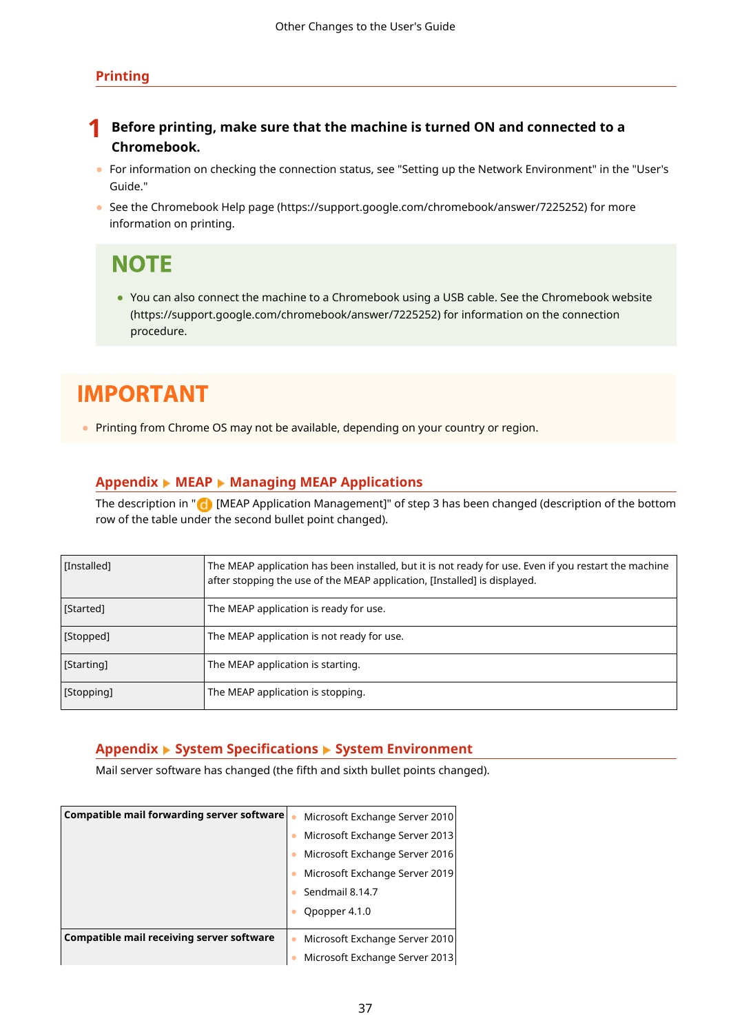## Printing

**1 Before printing, make sure that the machine is turned ON and connected to a Chromebook.**

- For information on checking the connection status, see "Setting up the Network Environment" in the "User's Guide."
- See the Chromebook Help page (https://support.google.com/chromebook/answer/7225252) for more information on printing.

### NOTE

- You can also connect the machine to a Chromebook using a USB cable. See the Chromebook website (https://support.google.com/chromebook/answer/7225252) for information on the connection procedure.

### IMPORTANT

- Printing from Chrome OS may not be available, depending on your country or region.

## Appendix ▶ MEAP ▶ Managing MEAP Applications

The description in "d [MEAP Application Management]" of step 3 has been changed (description of the bottom row of the table under the second bullet point changed).

| | |
|---|---|
| [Installed] | The MEAP application has been installed, but it is not ready for use. Even if you restart the machine after stopping the use of the MEAP application, [Installed] is displayed. |
| [Started] | The MEAP application is ready for use. |
| [Stopped] | The MEAP application is not ready for use. |
| [Starting] | The MEAP application is starting. |
| [Stopping] | The MEAP application is stopping. |

## Appendix ▶ System Specifications ▶ System Environment

Mail server software has changed (the fifth and sixth bullet points changed).

| | |
|---|---|
| **Compatible mail forwarding server software** | • Microsoft Exchange Server 2010<br>• Microsoft Exchange Server 2013<br>• Microsoft Exchange Server 2016<br>• Microsoft Exchange Server 2019<br>• Sendmail 8.14.7<br>• Qpopper 4.1.0 |
| **Compatible mail receiving server software** | • Microsoft Exchange Server 2010<br>• Microsoft Exchange Server 2013 |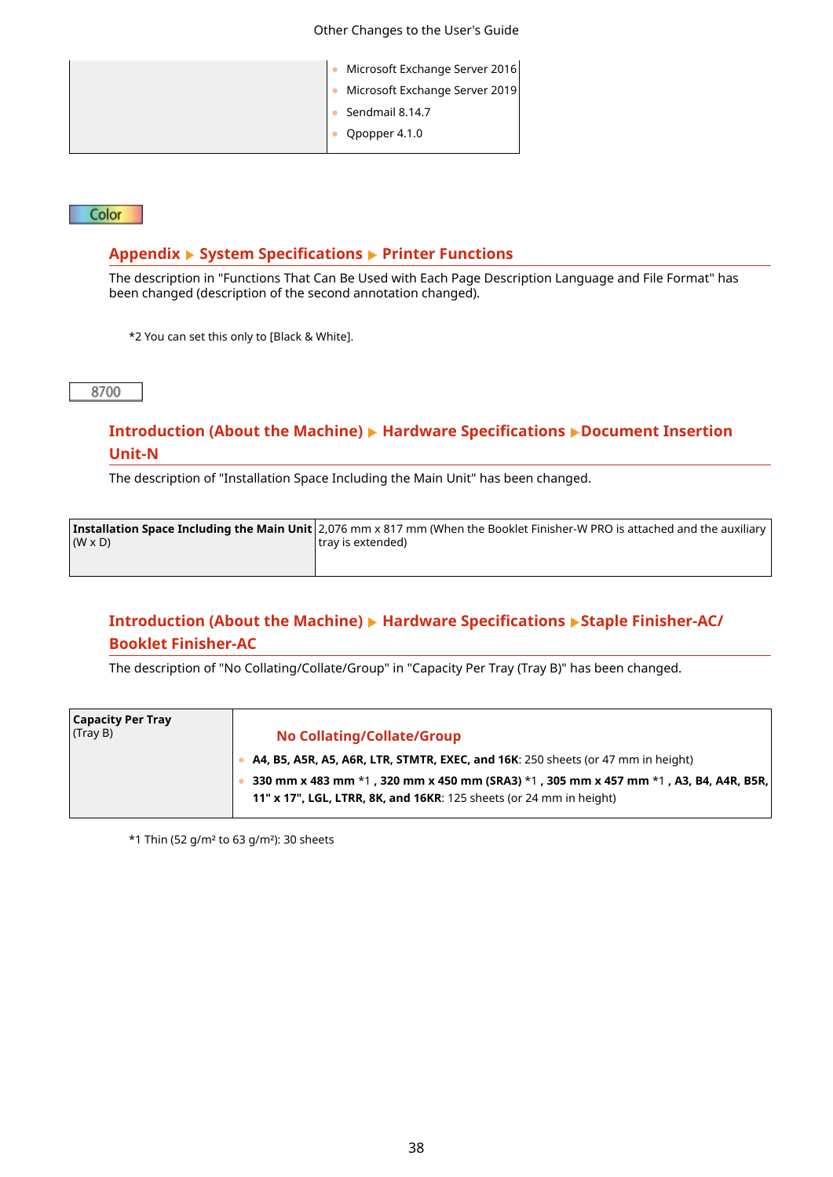| | |
|---|---|
| | - Microsoft Exchange Server 2016<br>- Microsoft Exchange Server 2019<br>- Sendmail 8.14.7<br>- Qpopper 4.1.0 |

Color

## Appendix ▶ System Specifications ▶ Printer Functions

The description in "Functions That Can Be Used with Each Page Description Language and File Format" has been changed (description of the second annotation changed).

*2 You can set this only to [Black & White].

8700

## Introduction (About the Machine) ▶ Hardware Specifications ▶ Document Insertion Unit-N

The description of "Installation Space Including the Main Unit" has been changed.

| **Installation Space Including the Main Unit** (W x D) | 2,076 mm x 817 mm (When the Booklet Finisher-W PRO is attached and the auxiliary tray is extended) |
|---|---|

## Introduction (About the Machine) ▶ Hardware Specifications ▶ Staple Finisher-AC/ Booklet Finisher-AC

The description of "No Collating/Collate/Group" in "Capacity Per Tray (Tray B)" has been changed.

| **Capacity Per Tray** (Tray B) | **No Collating/Collate/Group**<br>- **A4, B5, A5R, A5, A6R, LTR, STMTR, EXEC, and 16K**: 250 sheets (or 47 mm in height)<br>- **330 mm x 483 mm** *1 **, 320 mm x 450 mm (SRA3)** *1 **, 305 mm x 457 mm** *1 **, A3, B4, A4R, B5R, 11" x 17", LGL, LTRR, 8K, and 16KR**: 125 sheets (or 24 mm in height) |
|---|---|

*1 Thin (52 g/m² to 63 g/m²): 30 sheets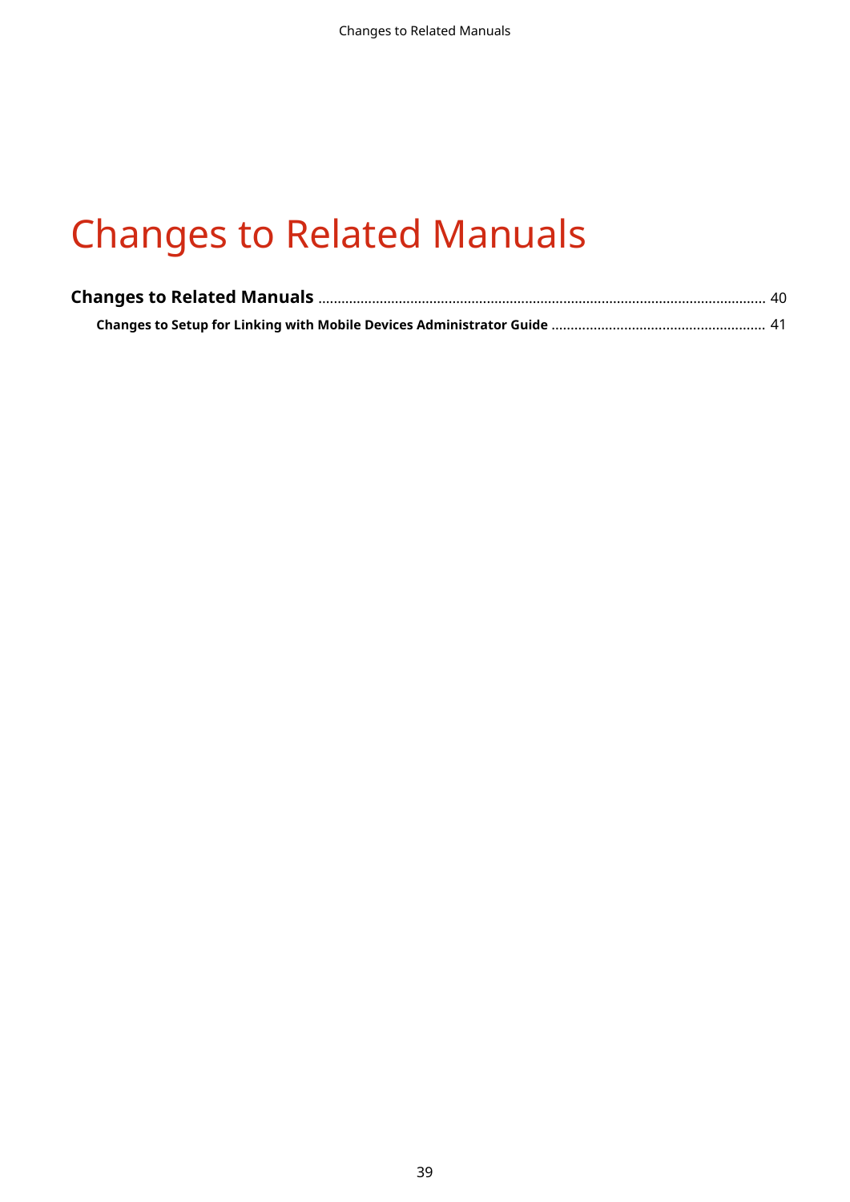# Changes to Related Manuals

**Changes to Related Manuals** .................................................................................................................... 40

**Changes to Setup for Linking with Mobile Devices Administrator Guide** ........................................................ 41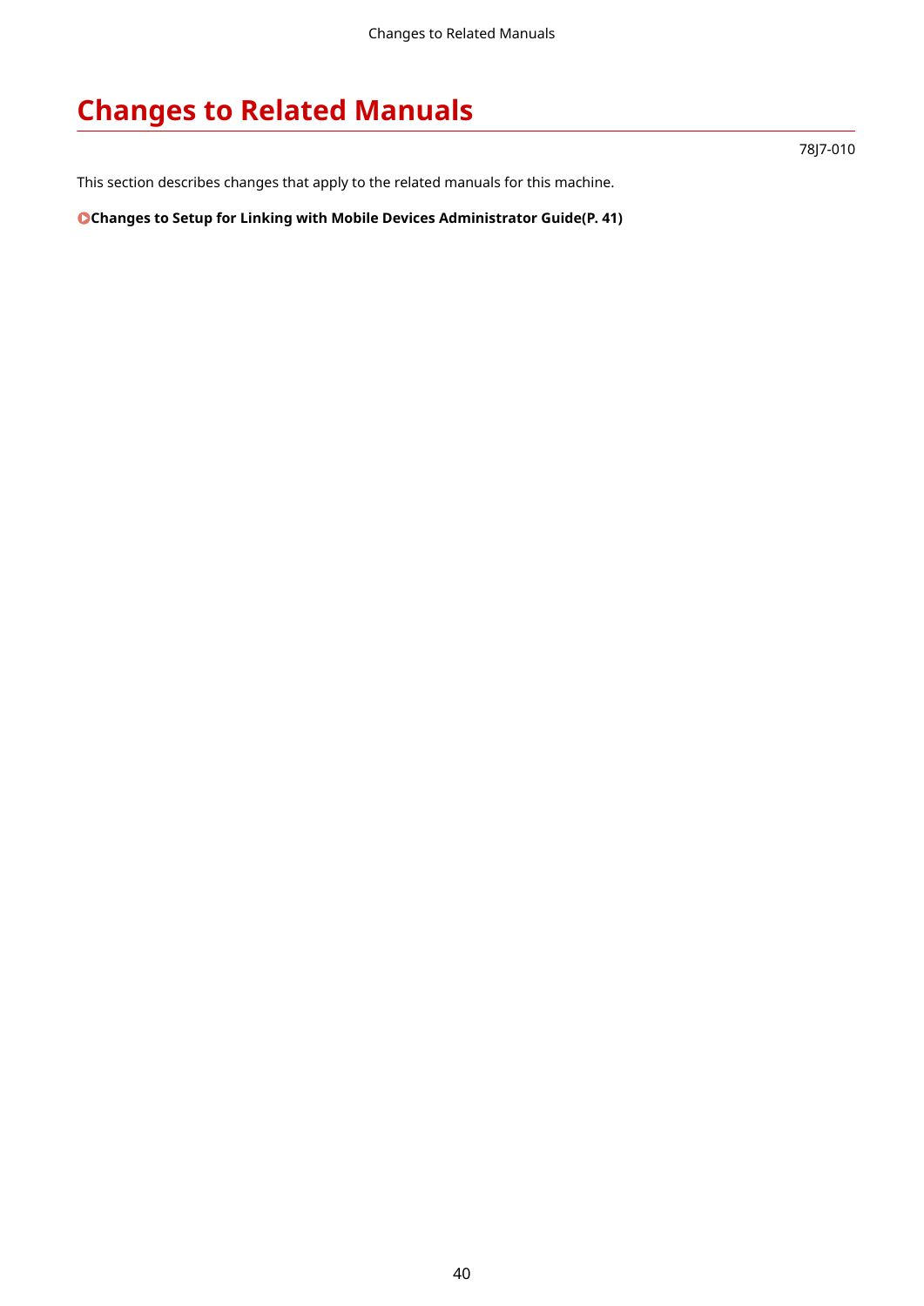# Changes to Related Manuals

78J7-010

This section describes changes that apply to the related manuals for this machine.

**Changes to Setup for Linking with Mobile Devices Administrator Guide(P. 41)**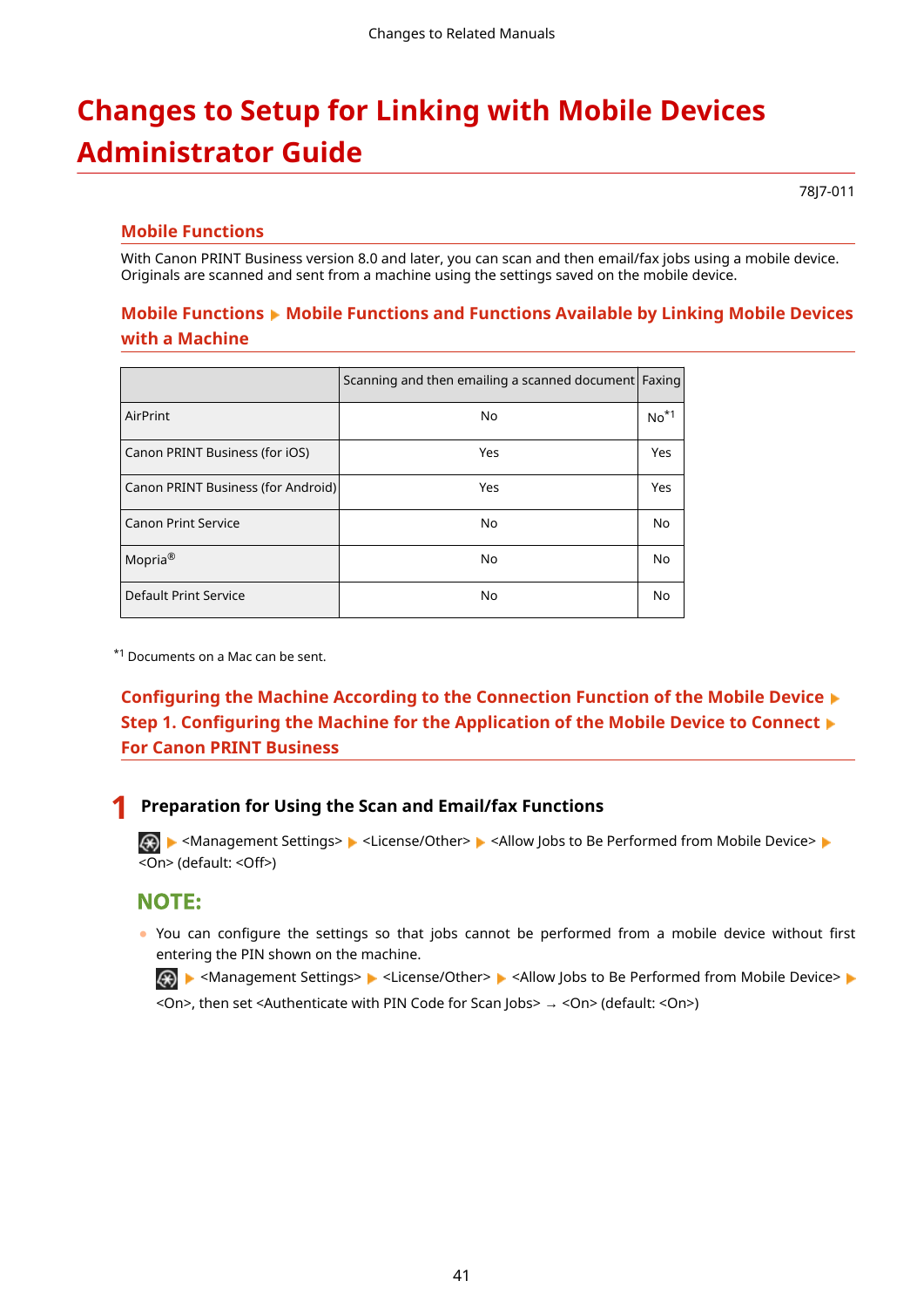# Changes to Setup for Linking with Mobile Devices Administrator Guide

78J7-011

## Mobile Functions

With Canon PRINT Business version 8.0 and later, you can scan and then email/fax jobs using a mobile device. Originals are scanned and sent from a machine using the settings saved on the mobile device.

## Mobile Functions ▶ Mobile Functions and Functions Available by Linking Mobile Devices with a Machine

| | Scanning and then emailing a scanned document | Faxing |
|---|---|---|
| AirPrint | No | No*1 |
| Canon PRINT Business (for iOS) | Yes | Yes |
| Canon PRINT Business (for Android) | Yes | Yes |
| Canon Print Service | No | No |
| Mopria® | No | No |
| Default Print Service | No | No |

*1 Documents on a Mac can be sent.

## Configuring the Machine According to the Connection Function of the Mobile Device ▶ Step 1. Configuring the Machine for the Application of the Mobile Device to Connect ▶ For Canon PRINT Business

### 1 Preparation for Using the Scan and Email/fax Functions

▶ <Management Settings> ▶ <License/Other> ▶ <Allow Jobs to Be Performed from Mobile Device> ▶ <On> (default: <Off>)

**NOTE:**

- You can configure the settings so that jobs cannot be performed from a mobile device without first entering the PIN shown on the machine.
  ▶ <Management Settings> ▶ <License/Other> ▶ <Allow Jobs to Be Performed from Mobile Device> ▶ <On>, then set <Authenticate with PIN Code for Scan Jobs> → <On> (default: <On>)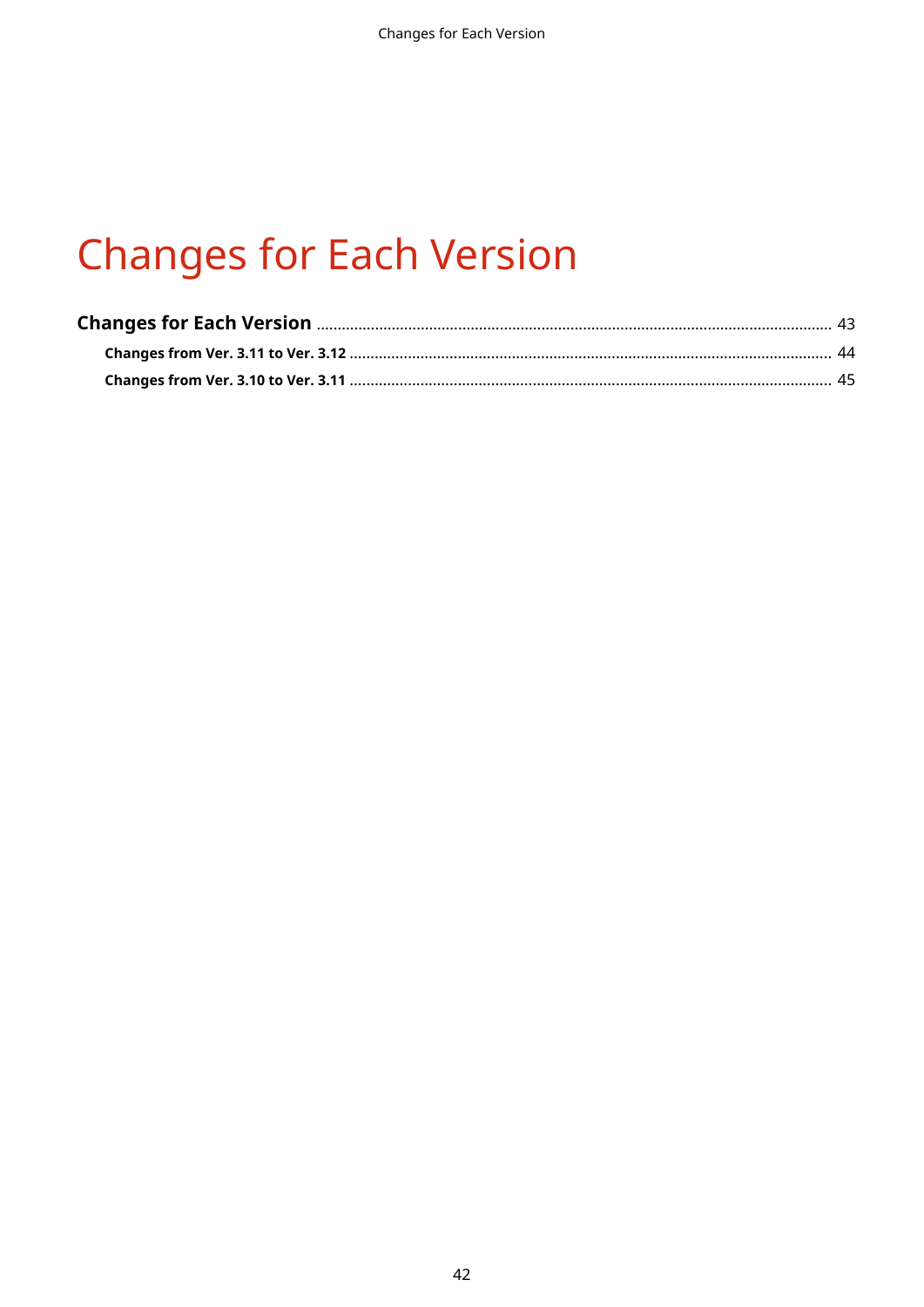# Changes for Each Version

**Changes for Each Version** .......... 43

**Changes from Ver. 3.11 to Ver. 3.12** .......... 44

**Changes from Ver. 3.10 to Ver. 3.11** .......... 45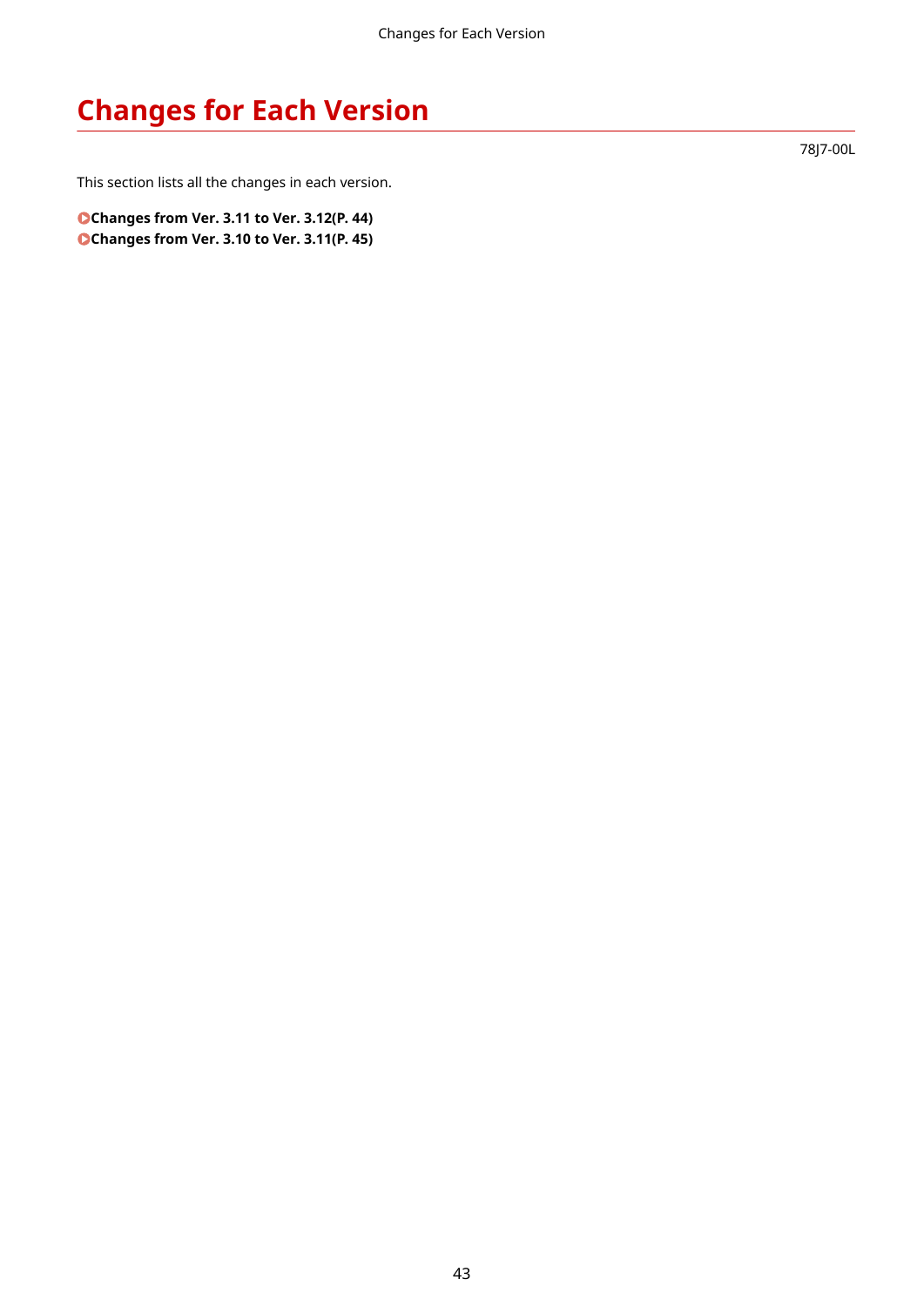# Changes for Each Version

78J7-00L

This section lists all the changes in each version.

**Changes from Ver. 3.11 to Ver. 3.12(P. 44)**
**Changes from Ver. 3.10 to Ver. 3.11(P. 45)**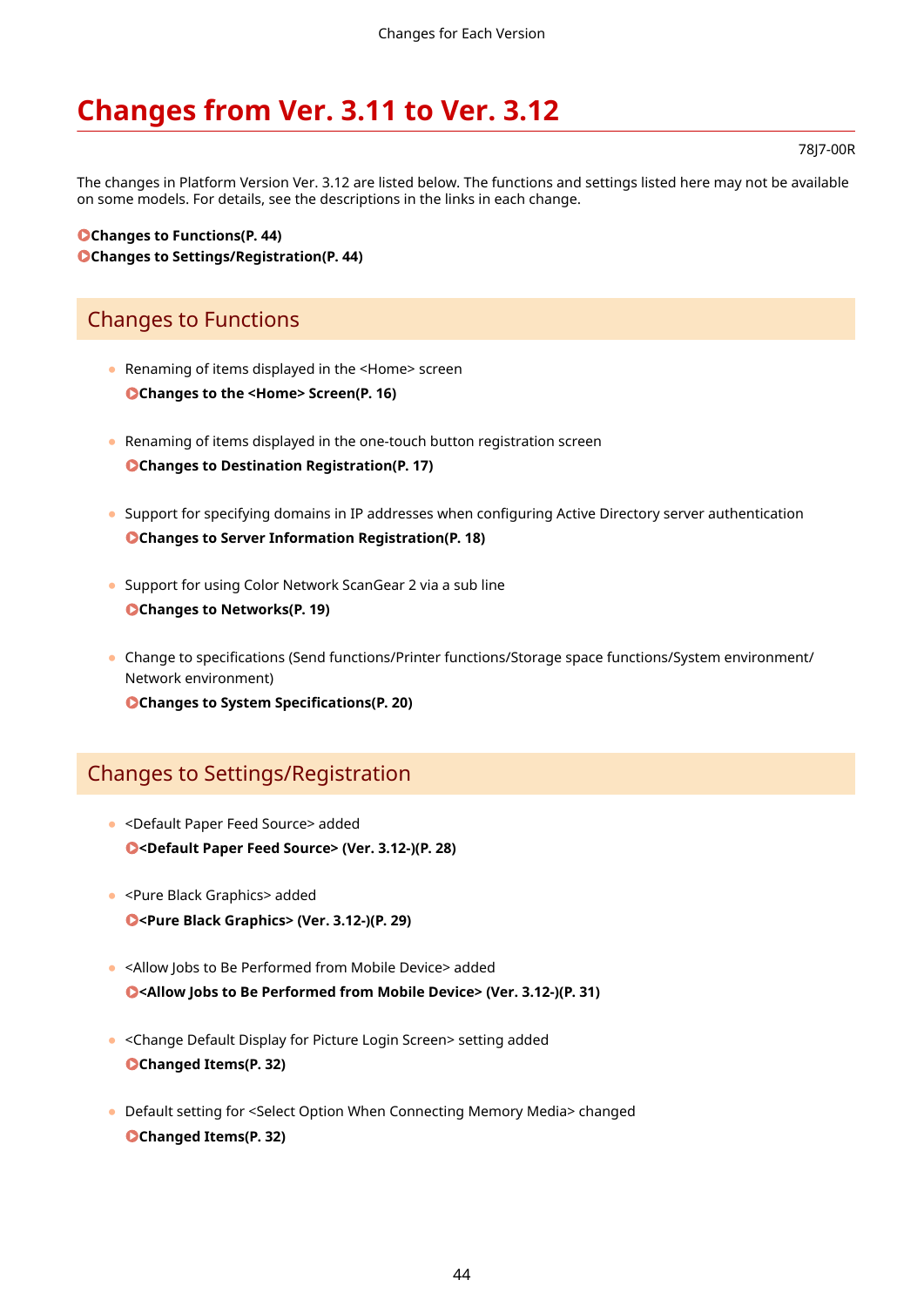# Changes from Ver. 3.11 to Ver. 3.12

78J7-00R

The changes in Platform Version Ver. 3.12 are listed below. The functions and settings listed here may not be available on some models. For details, see the descriptions in the links in each change.

**Changes to Functions(P. 44)**
**Changes to Settings/Registration(P. 44)**

## Changes to Functions

- Renaming of items displayed in the <Home> screen
  **Changes to the <Home> Screen(P. 16)**

- Renaming of items displayed in the one-touch button registration screen
  **Changes to Destination Registration(P. 17)**

- Support for specifying domains in IP addresses when configuring Active Directory server authentication
  **Changes to Server Information Registration(P. 18)**

- Support for using Color Network ScanGear 2 via a sub line
  **Changes to Networks(P. 19)**

- Change to specifications (Send functions/Printer functions/Storage space functions/System environment/Network environment)
  **Changes to System Specifications(P. 20)**

## Changes to Settings/Registration

- <Default Paper Feed Source> added
  **<Default Paper Feed Source> (Ver. 3.12-)(P. 28)**

- <Pure Black Graphics> added
  **<Pure Black Graphics> (Ver. 3.12-)(P. 29)**

- <Allow Jobs to Be Performed from Mobile Device> added
  **<Allow Jobs to Be Performed from Mobile Device> (Ver. 3.12-)(P. 31)**

- <Change Default Display for Picture Login Screen> setting added
  **Changed Items(P. 32)**

- Default setting for <Select Option When Connecting Memory Media> changed
  **Changed Items(P. 32)**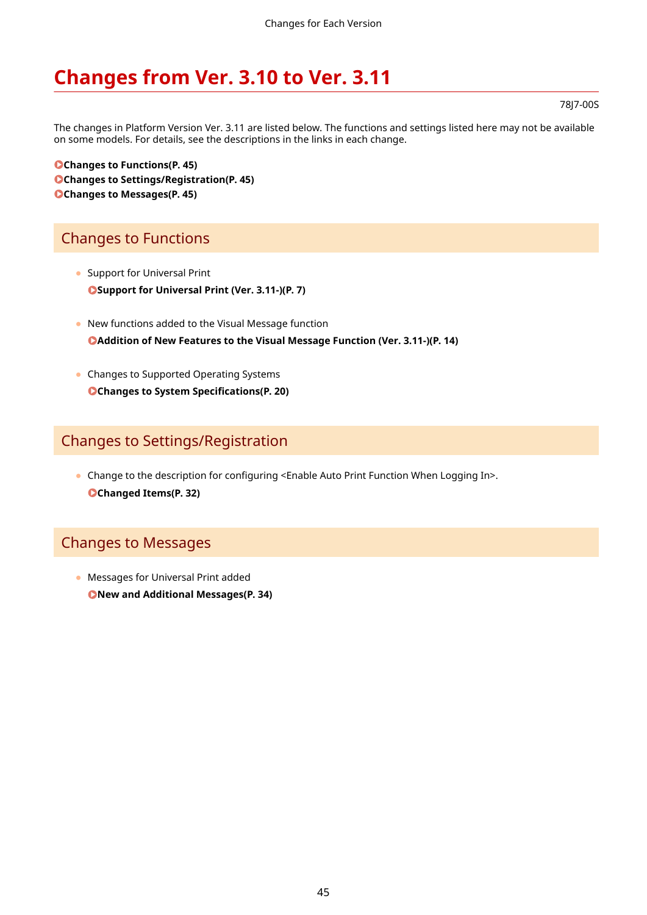# Changes from Ver. 3.10 to Ver. 3.11

78J7-00S

The changes in Platform Version Ver. 3.11 are listed below. The functions and settings listed here may not be available on some models. For details, see the descriptions in the links in each change.

**Changes to Functions(P. 45)**
**Changes to Settings/Registration(P. 45)**
**Changes to Messages(P. 45)**

## Changes to Functions

- Support for Universal Print
  **Support for Universal Print (Ver. 3.11-)(P. 7)**

- New functions added to the Visual Message function
  **Addition of New Features to the Visual Message Function (Ver. 3.11-)(P. 14)**

- Changes to Supported Operating Systems
  **Changes to System Specifications(P. 20)**

## Changes to Settings/Registration

- Change to the description for configuring <Enable Auto Print Function When Logging In>.
  **Changed Items(P. 32)**

## Changes to Messages

- Messages for Universal Print added
  **New and Additional Messages(P. 34)**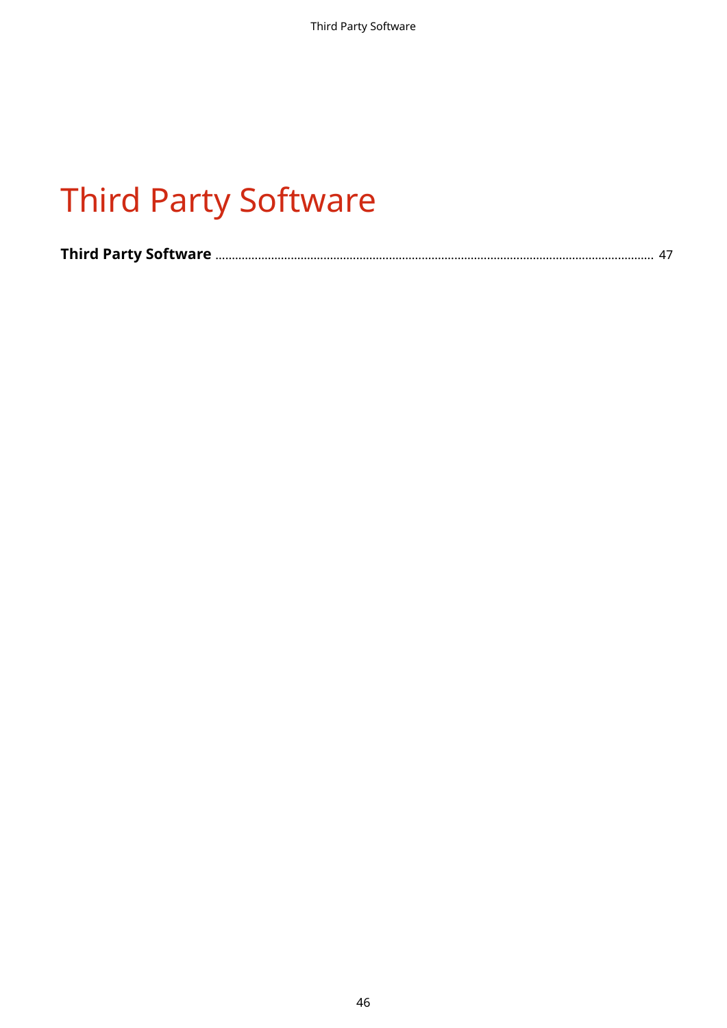# Third Party Software

**Third Party Software** ........................................................................................................................................ 47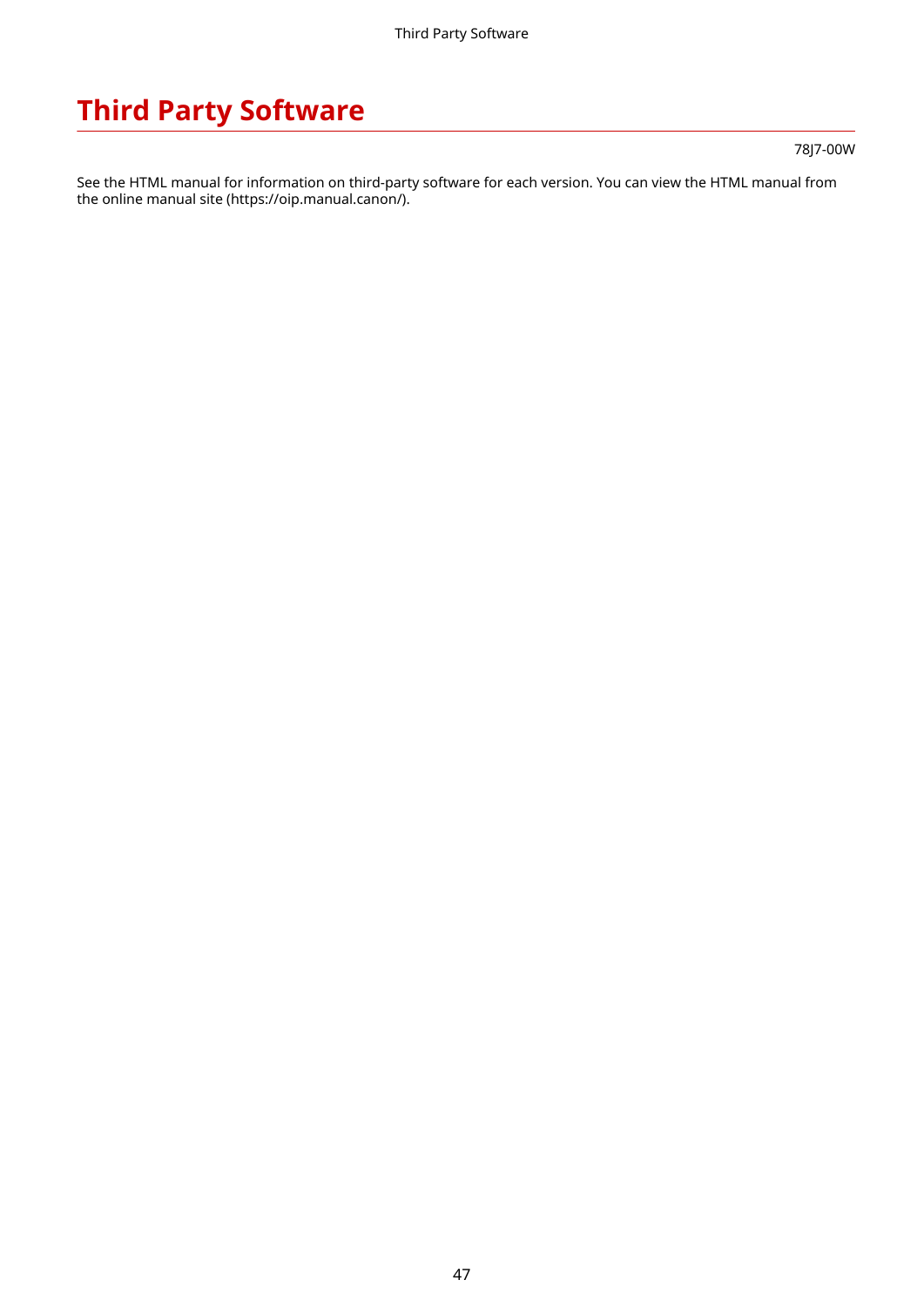# Third Party Software

78J7-00W

See the HTML manual for information on third-party software for each version. You can view the HTML manual from the online manual site (https://oip.manual.canon/).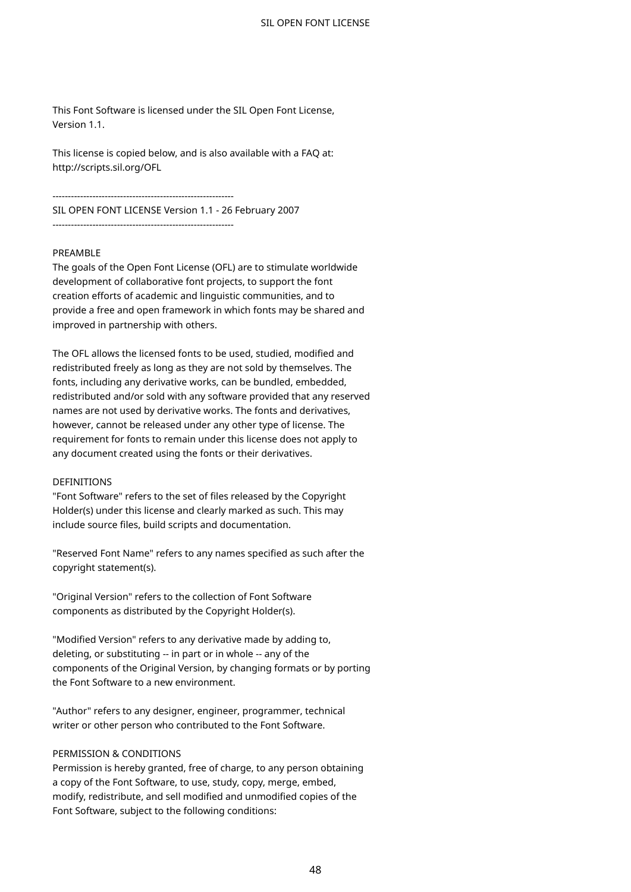This Font Software is licensed under the SIL Open Font License, Version 1.1.

This license is copied below, and is also available with a FAQ at: http://scripts.sil.org/OFL

-----------------------------------------------------------

SIL OPEN FONT LICENSE Version 1.1 - 26 February 2007

-----------------------------------------------------------

PREAMBLE

The goals of the Open Font License (OFL) are to stimulate worldwide development of collaborative font projects, to support the font creation efforts of academic and linguistic communities, and to provide a free and open framework in which fonts may be shared and improved in partnership with others.

The OFL allows the licensed fonts to be used, studied, modified and redistributed freely as long as they are not sold by themselves. The fonts, including any derivative works, can be bundled, embedded, redistributed and/or sold with any software provided that any reserved names are not used by derivative works. The fonts and derivatives, however, cannot be released under any other type of license. The requirement for fonts to remain under this license does not apply to any document created using the fonts or their derivatives.

DEFINITIONS

"Font Software" refers to the set of files released by the Copyright Holder(s) under this license and clearly marked as such. This may include source files, build scripts and documentation.

"Reserved Font Name" refers to any names specified as such after the copyright statement(s).

"Original Version" refers to the collection of Font Software components as distributed by the Copyright Holder(s).

"Modified Version" refers to any derivative made by adding to, deleting, or substituting -- in part or in whole -- any of the components of the Original Version, by changing formats or by porting the Font Software to a new environment.

"Author" refers to any designer, engineer, programmer, technical writer or other person who contributed to the Font Software.

PERMISSION & CONDITIONS

Permission is hereby granted, free of charge, to any person obtaining a copy of the Font Software, to use, study, copy, merge, embed, modify, redistribute, and sell modified and unmodified copies of the Font Software, subject to the following conditions: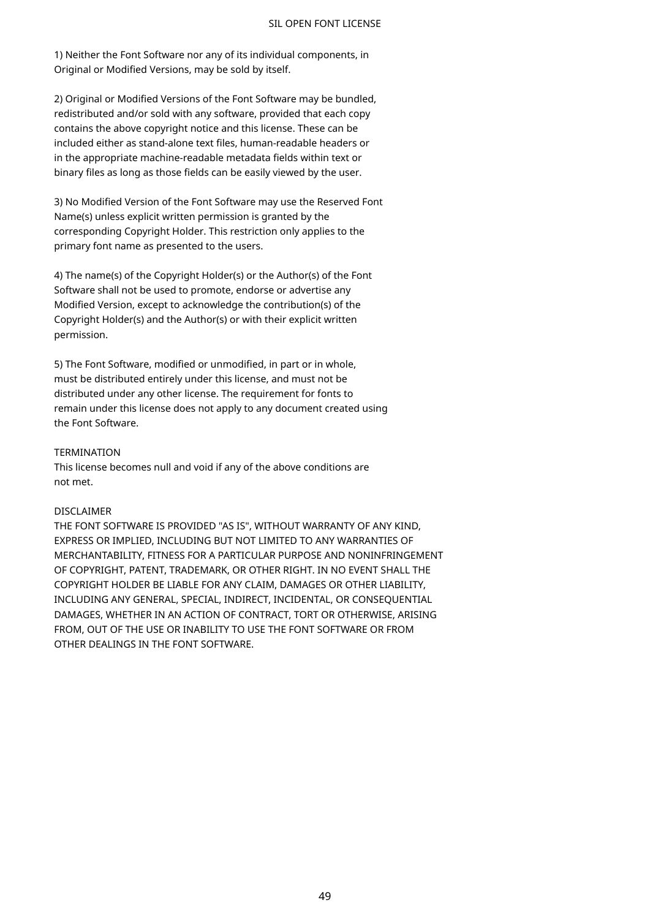1) Neither the Font Software nor any of its individual components, in Original or Modified Versions, may be sold by itself.

2) Original or Modified Versions of the Font Software may be bundled, redistributed and/or sold with any software, provided that each copy contains the above copyright notice and this license. These can be included either as stand-alone text files, human-readable headers or in the appropriate machine-readable metadata fields within text or binary files as long as those fields can be easily viewed by the user.

3) No Modified Version of the Font Software may use the Reserved Font Name(s) unless explicit written permission is granted by the corresponding Copyright Holder. This restriction only applies to the primary font name as presented to the users.

4) The name(s) of the Copyright Holder(s) or the Author(s) of the Font Software shall not be used to promote, endorse or advertise any Modified Version, except to acknowledge the contribution(s) of the Copyright Holder(s) and the Author(s) or with their explicit written permission.

5) The Font Software, modified or unmodified, in part or in whole, must be distributed entirely under this license, and must not be distributed under any other license. The requirement for fonts to remain under this license does not apply to any document created using the Font Software.

TERMINATION
This license becomes null and void if any of the above conditions are not met.

DISCLAIMER
THE FONT SOFTWARE IS PROVIDED "AS IS", WITHOUT WARRANTY OF ANY KIND, EXPRESS OR IMPLIED, INCLUDING BUT NOT LIMITED TO ANY WARRANTIES OF MERCHANTABILITY, FITNESS FOR A PARTICULAR PURPOSE AND NONINFRINGEMENT OF COPYRIGHT, PATENT, TRADEMARK, OR OTHER RIGHT. IN NO EVENT SHALL THE COPYRIGHT HOLDER BE LIABLE FOR ANY CLAIM, DAMAGES OR OTHER LIABILITY, INCLUDING ANY GENERAL, SPECIAL, INDIRECT, INCIDENTAL, OR CONSEQUENTIAL DAMAGES, WHETHER IN AN ACTION OF CONTRACT, TORT OR OTHERWISE, ARISING FROM, OUT OF THE USE OR INABILITY TO USE THE FONT SOFTWARE OR FROM OTHER DEALINGS IN THE FONT SOFTWARE.